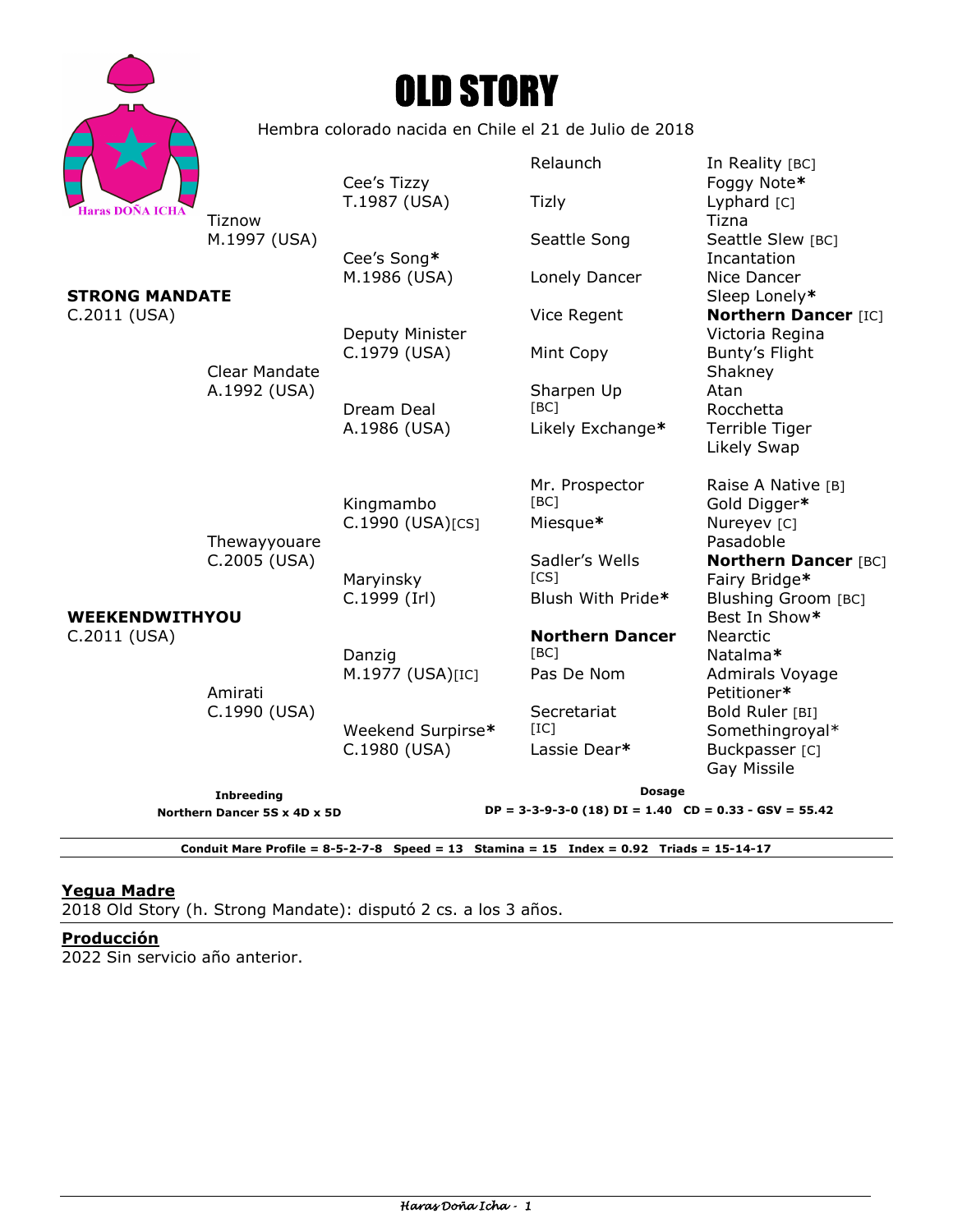# OLD STORY

Hembra colorado nacida en Chile el 21 de Julio de 2018

| | | | |
|---|---|---|---|
| **STRONG MANDATE** C.2011 (USA) | Tiznow M.1997 (USA) | Cee's Tizzy T.1987 (USA) | Relaunch | In Reality [BC] |
| | | | | Foggy Note* |
| | | | Tizly | Lyphard [C] |
| | | | | Tizna |
| | | Cee's Song* M.1986 (USA) | Seattle Song | Seattle Slew [BC] |
| | | | | Incantation |
| | | | Lonely Dancer | Nice Dancer |
| | | | | Sleep Lonely* |
| | Clear Mandate A.1992 (USA) | Deputy Minister C.1979 (USA) | Vice Regent | **Northern Dancer** [IC] |
| | | | | Victoria Regina |
| | | | Mint Copy | Bunty's Flight |
| | | | | Shakney |
| | | Dream Deal A.1986 (USA) | Sharpen Up [BC] | Atan |
| | | | | Rocchetta |
| | | | Likely Exchange* | Terrible Tiger |
| | | | | Likely Swap |
| **WEEKENDWITHYOU** C.2011 (USA) | Thewayyouare C.2005 (USA) | Kingmambo C.1990 (USA)[CS] | Mr. Prospector [BC] | Raise A Native [B] |
| | | | | Gold Digger* |
| | | | Miesque* | Nureyev [C] |
| | | | | Pasadoble |
| | | Maryinsky C.1999 (Irl) | Sadler's Wells [CS] | **Northern Dancer** [BC] |
| | | | | Fairy Bridge* |
| | | | Blush With Pride* | Blushing Groom [BC] |
| | | | | Best In Show* |
| | Amirati C.1990 (USA) | Danzig M.1977 (USA)[IC] | **Northern Dancer** [BC] | Nearctic |
| | | | | Natalma* |
| | | | Pas De Nom | Admirals Voyage |
| | | | | Petitioner* |
| | | Weekend Surprise* C.1980 (USA) | Secretariat [IC] | Bold Ruler [BI] |
| | | | | Somethingroyal* |
| | | | Lassie Dear* | Buckpasser [C] |
| | | | | Gay Missile |

**Inbreeding**
**Northern Dancer 5S x 4D x 5D**

**Dosage**
**DP = 3-3-9-3-0 (18) DI = 1.40 CD = 0.33 - GSV = 55.42**

**Conduit Mare Profile = 8-5-2-7-8 Speed = 13 Stamina = 15 Index = 0.92 Triads = 15-14-17**

## Yegua Madre

2018 Old Story (h. Strong Mandate): disputó 2 cs. a los 3 años.

## Producción

2022 Sin servicio año anterior.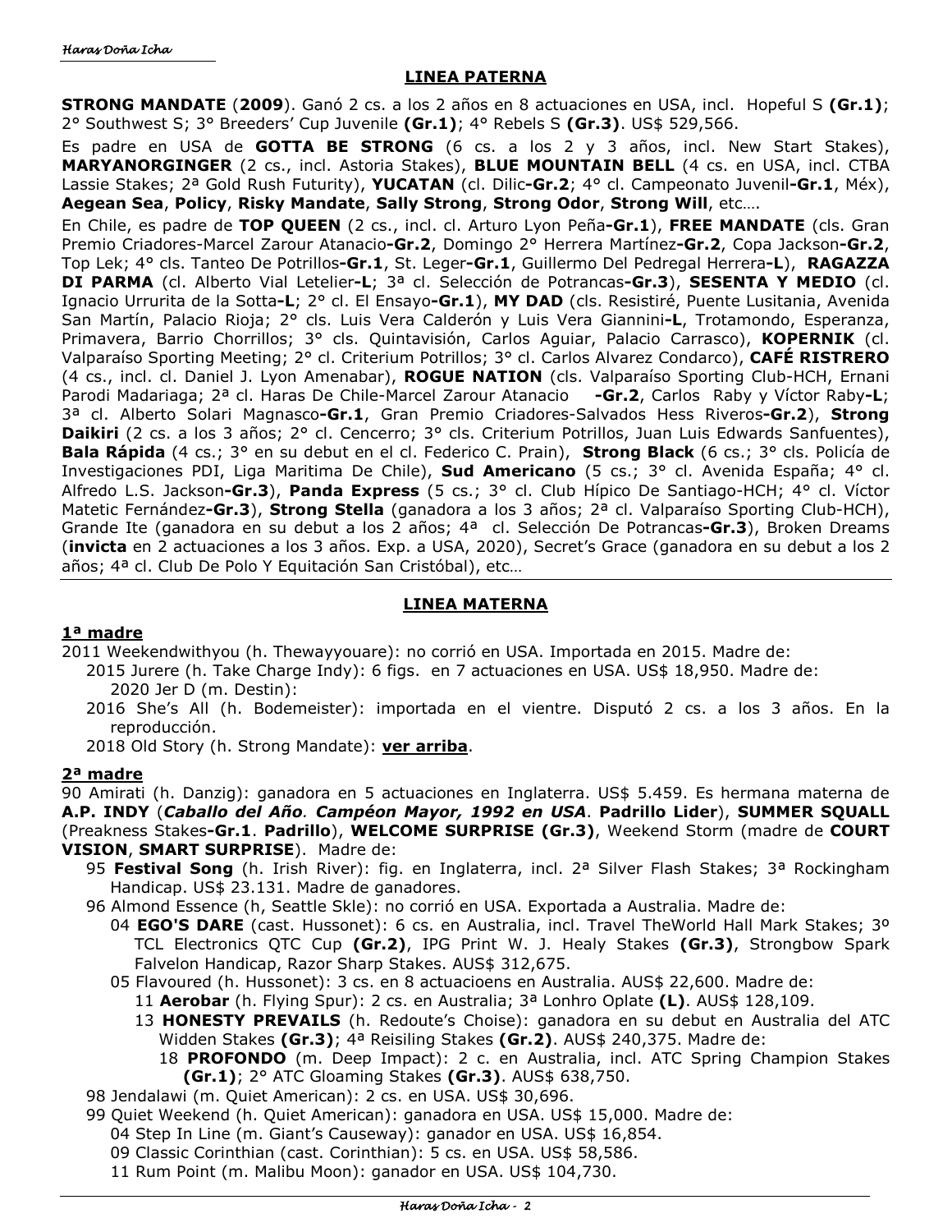## LINEA PATERNA

**STRONG MANDATE** (**2009**). Ganó 2 cs. a los 2 años en 8 actuaciones en USA, incl. Hopeful S **(Gr.1)**; 2° Southwest S; 3° Breeders' Cup Juvenile **(Gr.1)**; 4° Rebels S **(Gr.3)**. US$ 529,566.

Es padre en USA de **GOTTA BE STRONG** (6 cs. a los 2 y 3 años, incl. New Start Stakes), **MARYANORGINGER** (2 cs., incl. Astoria Stakes), **BLUE MOUNTAIN BELL** (4 cs. en USA, incl. CTBA Lassie Stakes; 2ª Gold Rush Futurity), **YUCATAN** (cl. Dilic**-Gr.2**; 4° cl. Campeonato Juvenil**-Gr.1**, Méx), **Aegean Sea**, **Policy**, **Risky Mandate**, **Sally Strong**, **Strong Odor**, **Strong Will**, etc….

En Chile, es padre de **TOP QUEEN** (2 cs., incl. cl. Arturo Lyon Peña**-Gr.1**), **FREE MANDATE** (cls. Gran Premio Criadores-Marcel Zarour Atanacio**-Gr.2**, Domingo 2° Herrera Martínez**-Gr.2**, Copa Jackson**-Gr.2**, Top Lek; 4° cls. Tanteo De Potrillos**-Gr.1**, St. Leger**-Gr.1**, Guillermo Del Pedregal Herrera**-L**), **RAGAZZA DI PARMA** (cl. Alberto Vial Letelier**-L**; 3ª cl. Selección de Potrancas**-Gr.3**), **SESENTA Y MEDIO** (cl. Ignacio Urrurita de la Sotta**-L**; 2° cl. El Ensayo**-Gr.1**), **MY DAD** (cls. Resistiré, Puente Lusitania, Avenida San Martín, Palacio Rioja; 2° cls. Luis Vera Calderón y Luis Vera Giannini**-L**, Trotamondo, Esperanza, Primavera, Barrio Chorrillos; 3° cls. Quintavisión, Carlos Aguiar, Palacio Carrasco), **KOPERNIK** (cl. Valparaíso Sporting Meeting; 2° cl. Criterium Potrillos; 3° cl. Carlos Alvarez Condarco), **CAFÉ RISTRERO** (4 cs., incl. cl. Daniel J. Lyon Amenabar), **ROGUE NATION** (cls. Valparaíso Sporting Club-HCH, Ernani Parodi Madariaga; 2ª cl. Haras De Chile-Marcel Zarour Atanacio **-Gr.2**, Carlos Raby y Víctor Raby**-L**; 3ª cl. Alberto Solari Magnasco**-Gr.1**, Gran Premio Criadores-Salvados Hess Riveros**-Gr.2**), **Strong Daikiri** (2 cs. a los 3 años; 2° cl. Cencerro; 3° cls. Criterium Potrillos, Juan Luis Edwards Sanfuentes), **Bala Rápida** (4 cs.; 3° en su debut en el cl. Federico C. Prain), **Strong Black** (6 cs.; 3° cls. Policía de Investigaciones PDI, Liga Maritima De Chile), **Sud Americano** (5 cs.; 3° cl. Avenida España; 4° cl. Alfredo L.S. Jackson**-Gr.3**), **Panda Express** (5 cs.; 3° cl. Club Hípico De Santiago-HCH; 4° cl. Víctor Matetic Fernández**-Gr.3**), **Strong Stella** (ganadora a los 3 años; 2ª cl. Valparaíso Sporting Club-HCH), Grande Ite (ganadora en su debut a los 2 años; 4ª cl. Selección De Potrancas**-Gr.3**), Broken Dreams (**invicta** en 2 actuaciones a los 3 años. Exp. a USA, 2020), Secret's Grace (ganadora en su debut a los 2 años; 4ª cl. Club De Polo Y Equitación San Cristóbal), etc…

## LINEA MATERNA

### 1ª madre

2011 Weekendwithyou (h. Thewayyouare): no corrió en USA. Importada en 2015. Madre de:
- 2015 Jurere (h. Take Charge Indy): 6 figs. en 7 actuaciones en USA. US$ 18,950. Madre de:
  - 2020 Jer D (m. Destin):
- 2016 She's All (h. Bodemeister): importada en el vientre. Disputó 2 cs. a los 3 años. En la reproducción.
- 2018 Old Story (h. Strong Mandate): **ver arriba**.

### 2ª madre

90 Amirati (h. Danzig): ganadora en 5 actuaciones en Inglaterra. US$ 5.459. Es hermana materna de **A.P. INDY** (***Caballo del Año. Campéon Mayor, 1992 en USA***. **Padrillo Lider**), **SUMMER SQUALL** (Preakness Stakes**-Gr.1**. **Padrillo**), **WELCOME SURPRISE (Gr.3)**, Weekend Storm (madre de **COURT VISION**, **SMART SURPRISE**). Madre de:
- 95 **Festival Song** (h. Irish River): fig. en Inglaterra, incl. 2ª Silver Flash Stakes; 3ª Rockingham Handicap. US$ 23.131. Madre de ganadores.
- 96 Almond Essence (h, Seattle Skle): no corrió en USA. Exportada a Australia. Madre de:
  - 04 **EGO'S DARE** (cast. Hussonet): 6 cs. en Australia, incl. Travel TheWorld Hall Mark Stakes; 3º TCL Electronics QTC Cup **(Gr.2)**, IPG Print W. J. Healy Stakes **(Gr.3)**, Strongbow Spark Falvelon Handicap, Razor Sharp Stakes. AUS$ 312,675.
  - 05 Flavoured (h. Hussonet): 3 cs. en 8 actuacioens en Australia. AUS$ 22,600. Madre de:
    - 11 **Aerobar** (h. Flying Spur): 2 cs. en Australia; 3ª Lonhro Oplate **(L)**. AUS$ 128,109.
    - 13 **HONESTY PREVAILS** (h. Redoute's Choise): ganadora en su debut en Australia del ATC Widden Stakes **(Gr.3)**; 4ª Reisiling Stakes **(Gr.2)**. AUS$ 240,375. Madre de:
      - 18 **PROFONDO** (m. Deep Impact): 2 c. en Australia, incl. ATC Spring Champion Stakes **(Gr.1)**; 2° ATC Gloaming Stakes **(Gr.3)**. AUS$ 638,750.
- 98 Jendalawi (m. Quiet American): 2 cs. en USA. US$ 30,696.
- 99 Quiet Weekend (h. Quiet American): ganadora en USA. US$ 15,000. Madre de:
  - 04 Step In Line (m. Giant's Causeway): ganador en USA. US$ 16,854.
  - 09 Classic Corinthian (cast. Corinthian): 5 cs. en USA. US$ 58,586.
  - 11 Rum Point (m. Malibu Moon): ganador en USA. US$ 104,730.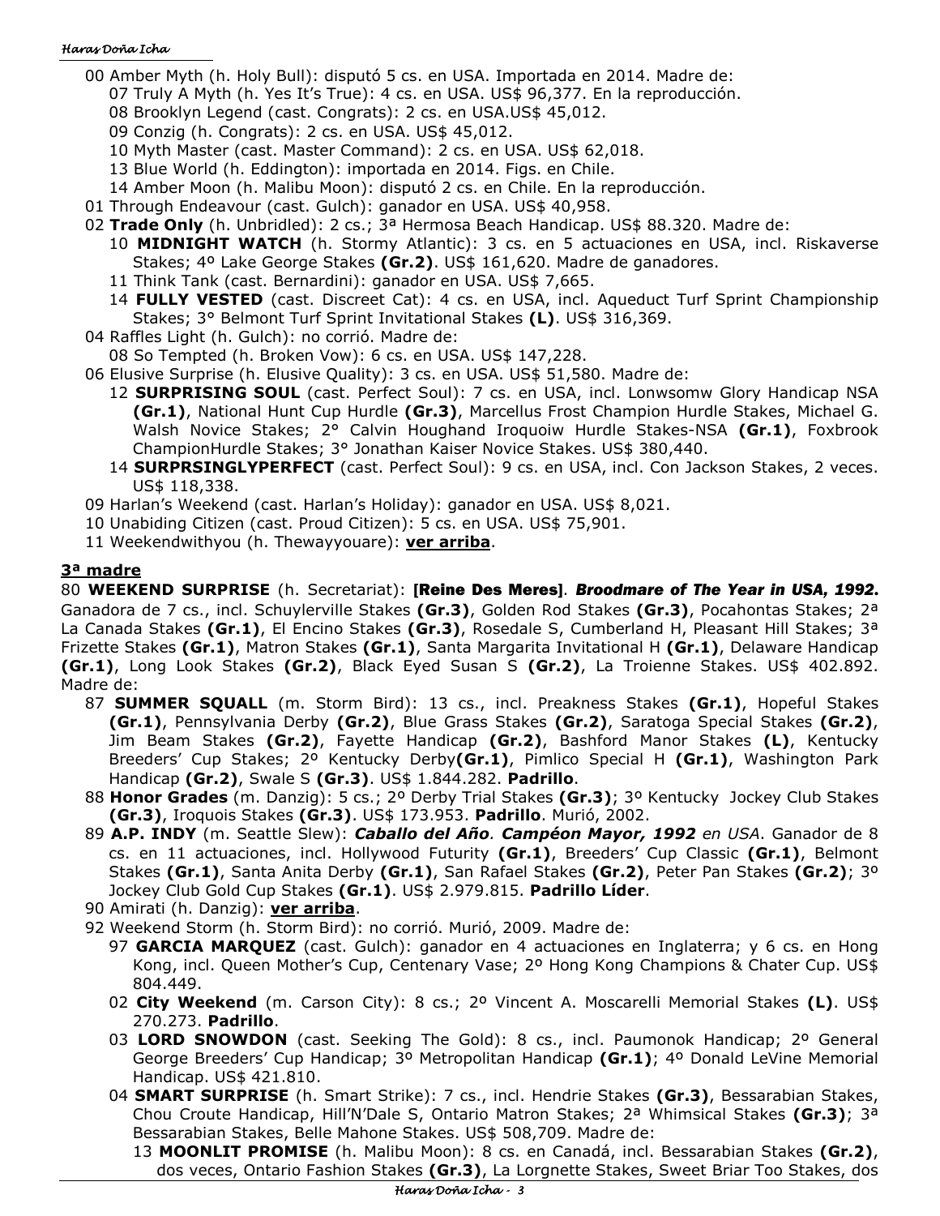- 00 Amber Myth (h. Holy Bull): disputó 5 cs. en USA. Importada en 2014. Madre de:
  - 07 Truly A Myth (h. Yes It's True): 4 cs. en USA. US$ 96,377. En la reproducción.
  - 08 Brooklyn Legend (cast. Congrats): 2 cs. en USA.US$ 45,012.
  - 09 Conzig (h. Congrats): 2 cs. en USA. US$ 45,012.
  - 10 Myth Master (cast. Master Command): 2 cs. en USA. US$ 62,018.
  - 13 Blue World (h. Eddington): importada en 2014. Figs. en Chile.
  - 14 Amber Moon (h. Malibu Moon): disputó 2 cs. en Chile. En la reproducción.
- 01 Through Endeavour (cast. Gulch): ganador en USA. US$ 40,958.
- 02 **Trade Only** (h. Unbridled): 2 cs.; 3ª Hermosa Beach Handicap. US$ 88.320. Madre de:
  - 10 **MIDNIGHT WATCH** (h. Stormy Atlantic): 3 cs. en 5 actuaciones en USA, incl. Riskaverse Stakes; 4º Lake George Stakes **(Gr.2)**. US$ 161,620. Madre de ganadores.
  - 11 Think Tank (cast. Bernardini): ganador en USA. US$ 7,665.
  - 14 **FULLY VESTED** (cast. Discreet Cat): 4 cs. en USA, incl. Aqueduct Turf Sprint Championship Stakes; 3° Belmont Turf Sprint Invitational Stakes **(L)**. US$ 316,369.
- 04 Raffles Light (h. Gulch): no corrió. Madre de:
  - 08 So Tempted (h. Broken Vow): 6 cs. en USA. US$ 147,228.
- 06 Elusive Surprise (h. Elusive Quality): 3 cs. en USA. US$ 51,580. Madre de:
  - 12 **SURPRISING SOUL** (cast. Perfect Soul): 7 cs. en USA, incl. Lonwsomw Glory Handicap NSA **(Gr.1)**, National Hunt Cup Hurdle **(Gr.3)**, Marcellus Frost Champion Hurdle Stakes, Michael G. Walsh Novice Stakes; 2° Calvin Houghand Iroquoiw Hurdle Stakes-NSA **(Gr.1)**, Foxbrook ChampionHurdle Stakes; 3° Jonathan Kaiser Novice Stakes. US$ 380,440.
  - 14 **SURPRSINGLYPERFECT** (cast. Perfect Soul): 9 cs. en USA, incl. Con Jackson Stakes, 2 veces. US$ 118,338.
- 09 Harlan's Weekend (cast. Harlan's Holiday): ganador en USA. US$ 8,021.
- 10 Unabiding Citizen (cast. Proud Citizen): 5 cs. en USA. US$ 75,901.
- 11 Weekendwithyou (h. Thewayyouare): **ver arriba**.

### 3ª madre

80 **WEEKEND SURPRISE** (h. Secretariat): **[Reine Des Meres]**. ***Broodmare of The Year in USA, 1992.*** Ganadora de 7 cs., incl. Schuylerville Stakes **(Gr.3)**, Golden Rod Stakes **(Gr.3)**, Pocahontas Stakes; 2ª La Canada Stakes **(Gr.1)**, El Encino Stakes **(Gr.3)**, Rosedale S, Cumberland H, Pleasant Hill Stakes; 3ª Frizette Stakes **(Gr.1)**, Matron Stakes **(Gr.1)**, Santa Margarita Invitational H **(Gr.1)**, Delaware Handicap **(Gr.1)**, Long Look Stakes **(Gr.2)**, Black Eyed Susan S **(Gr.2)**, La Troienne Stakes. US$ 402.892. Madre de:

- 87 **SUMMER SQUALL** (m. Storm Bird): 13 cs., incl. Preakness Stakes **(Gr.1)**, Hopeful Stakes **(Gr.1)**, Pennsylvania Derby **(Gr.2)**, Blue Grass Stakes **(Gr.2)**, Saratoga Special Stakes **(Gr.2)**, Jim Beam Stakes **(Gr.2)**, Fayette Handicap **(Gr.2)**, Bashford Manor Stakes **(L)**, Kentucky Breeders' Cup Stakes; 2º Kentucky Derby**(Gr.1)**, Pimlico Special H **(Gr.1)**, Washington Park Handicap **(Gr.2)**, Swale S **(Gr.3)**. US$ 1.844.282. **Padrillo**.
- 88 **Honor Grades** (m. Danzig): 5 cs.; 2º Derby Trial Stakes **(Gr.3)**; 3º Kentucky Jockey Club Stakes **(Gr.3)**, Iroquois Stakes **(Gr.3)**. US$ 173.953. **Padrillo**. Murió, 2002.
- 89 **A.P. INDY** (m. Seattle Slew): ***Caballo del Año. Campéon Mayor, 1992*** *en USA*. Ganador de 8 cs. en 11 actuaciones, incl. Hollywood Futurity **(Gr.1)**, Breeders' Cup Classic **(Gr.1)**, Belmont Stakes **(Gr.1)**, Santa Anita Derby **(Gr.1)**, San Rafael Stakes **(Gr.2)**, Peter Pan Stakes **(Gr.2)**; 3º Jockey Club Gold Cup Stakes **(Gr.1)**. US$ 2.979.815. **Padrillo Líder**.
- 90 Amirati (h. Danzig): **ver arriba**.
- 92 Weekend Storm (h. Storm Bird): no corrió. Murió, 2009. Madre de:
  - 97 **GARCIA MARQUEZ** (cast. Gulch): ganador en 4 actuaciones en Inglaterra; y 6 cs. en Hong Kong, incl. Queen Mother's Cup, Centenary Vase; 2º Hong Kong Champions & Chater Cup. US$ 804.449.
  - 02 **City Weekend** (m. Carson City): 8 cs.; 2º Vincent A. Moscarelli Memorial Stakes **(L)**. US$ 270.273. **Padrillo**.
  - 03 **LORD SNOWDON** (cast. Seeking The Gold): 8 cs., incl. Paumonok Handicap; 2º General George Breeders' Cup Handicap; 3º Metropolitan Handicap **(Gr.1)**; 4º Donald LeVine Memorial Handicap. US$ 421.810.
  - 04 **SMART SURPRISE** (h. Smart Strike): 7 cs., incl. Hendrie Stakes **(Gr.3)**, Bessarabian Stakes, Chou Croute Handicap, Hill'N'Dale S, Ontario Matron Stakes; 2ª Whimsical Stakes **(Gr.3)**; 3ª Bessarabian Stakes, Belle Mahone Stakes. US$ 508,709. Madre de:
    - 13 **MOONLIT PROMISE** (h. Malibu Moon): 8 cs. en Canadá, incl. Bessarabian Stakes **(Gr.2)**, dos veces, Ontario Fashion Stakes **(Gr.3)**, La Lorgnette Stakes, Sweet Briar Too Stakes, dos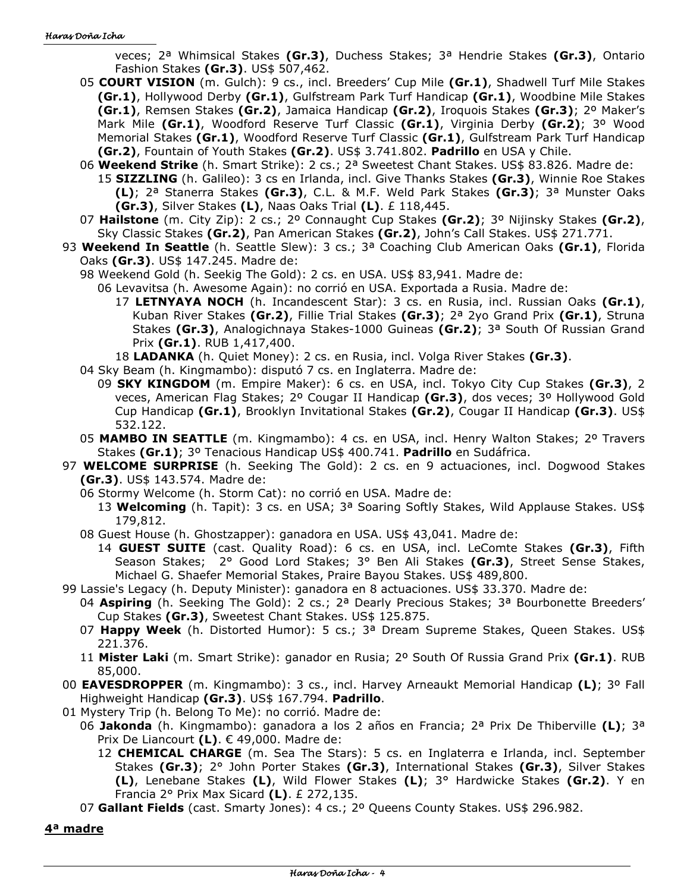veces; 2ª Whimsical Stakes **(Gr.3)**, Duchess Stakes; 3ª Hendrie Stakes **(Gr.3)**, Ontario Fashion Stakes **(Gr.3)**. US$ 507,462.

05 **COURT VISION** (m. Gulch): 9 cs., incl. Breeders' Cup Mile **(Gr.1)**, Shadwell Turf Mile Stakes **(Gr.1)**, Hollywood Derby **(Gr.1)**, Gulfstream Park Turf Handicap **(Gr.1)**, Woodbine Mile Stakes **(Gr.1)**, Remsen Stakes **(Gr.2)**, Jamaica Handicap **(Gr.2)**, Iroquois Stakes **(Gr.3)**; 2º Maker's Mark Mile **(Gr.1)**, Woodford Reserve Turf Classic **(Gr.1)**, Virginia Derby **(Gr.2)**; 3º Wood Memorial Stakes **(Gr.1)**, Woodford Reserve Turf Classic **(Gr.1)**, Gulfstream Park Turf Handicap **(Gr.2)**, Fountain of Youth Stakes **(Gr.2)**. US$ 3.741.802. **Padrillo** en USA y Chile.

06 **Weekend Strike** (h. Smart Strike): 2 cs.; 2ª Sweetest Chant Stakes. US$ 83.826. Madre de:

15 **SIZZLING** (h. Galileo): 3 cs en Irlanda, incl. Give Thanks Stakes **(Gr.3)**, Winnie Roe Stakes **(L)**; 2ª Stanerra Stakes **(Gr.3)**, C.L. & M.F. Weld Park Stakes **(Gr.3)**; 3ª Munster Oaks **(Gr.3)**, Silver Stakes **(L)**, Naas Oaks Trial **(L)**. £ 118,445.

07 **Hailstone** (m. City Zip): 2 cs.; 2º Connaught Cup Stakes **(Gr.2)**; 3º Nijinsky Stakes **(Gr.2)**, Sky Classic Stakes **(Gr.2)**, Pan American Stakes **(Gr.2)**, John's Call Stakes. US$ 271.771.

93 **Weekend In Seattle** (h. Seattle Slew): 3 cs.; 3ª Coaching Club American Oaks **(Gr.1)**, Florida Oaks **(Gr.3)**. US$ 147.245. Madre de:

98 Weekend Gold (h. Seekig The Gold): 2 cs. en USA. US$ 83,941. Madre de:

06 Levavitsa (h. Awesome Again): no corrió en USA. Exportada a Rusia. Madre de:

17 **LETNYAYA NOCH** (h. Incandescent Star): 3 cs. en Rusia, incl. Russian Oaks **(Gr.1)**, Kuban River Stakes **(Gr.2)**, Fillie Trial Stakes **(Gr.3)**; 2ª 2yo Grand Prix **(Gr.1)**, Struna Stakes **(Gr.3)**, Analogichnaya Stakes-1000 Guineas **(Gr.2)**; 3ª South Of Russian Grand Prix **(Gr.1)**. RUB 1,417,400.

18 **LADANKA** (h. Quiet Money): 2 cs. en Rusia, incl. Volga River Stakes **(Gr.3)**.

04 Sky Beam (h. Kingmambo): disputó 7 cs. en Inglaterra. Madre de:

09 **SKY KINGDOM** (m. Empire Maker): 6 cs. en USA, incl. Tokyo City Cup Stakes **(Gr.3)**, 2 veces, American Flag Stakes; 2º Cougar II Handicap **(Gr.3)**, dos veces; 3º Hollywood Gold Cup Handicap **(Gr.1)**, Brooklyn Invitational Stakes **(Gr.2)**, Cougar II Handicap **(Gr.3)**. US$ 532.122.

05 **MAMBO IN SEATTLE** (m. Kingmambo): 4 cs. en USA, incl. Henry Walton Stakes; 2º Travers Stakes **(Gr.1)**; 3º Tenacious Handicap US$ 400.741. **Padrillo** en Sudáfrica.

97 **WELCOME SURPRISE** (h. Seeking The Gold): 2 cs. en 9 actuaciones, incl. Dogwood Stakes **(Gr.3)**. US$ 143.574. Madre de:

06 Stormy Welcome (h. Storm Cat): no corrió en USA. Madre de:

13 **Welcoming** (h. Tapit): 3 cs. en USA; 3ª Soaring Softly Stakes, Wild Applause Stakes. US$ 179,812.

08 Guest House (h. Ghostzapper): ganadora en USA. US$ 43,041. Madre de:

14 **GUEST SUITE** (cast. Quality Road): 6 cs. en USA, incl. LeComte Stakes **(Gr.3)**, Fifth Season Stakes; 2° Good Lord Stakes; 3° Ben Ali Stakes **(Gr.3)**, Street Sense Stakes, Michael G. Shaefer Memorial Stakes, Praire Bayou Stakes. US$ 489,800.

99 Lassie's Legacy (h. Deputy Minister): ganadora en 8 actuaciones. US$ 33.370. Madre de:

04 **Aspiring** (h. Seeking The Gold): 2 cs.; 2ª Dearly Precious Stakes; 3ª Bourbonette Breeders' Cup Stakes **(Gr.3)**, Sweetest Chant Stakes. US$ 125.875.

07 **Happy Week** (h. Distorted Humor): 5 cs.; 3ª Dream Supreme Stakes, Queen Stakes. US$ 221.376.

11 **Mister Laki** (m. Smart Strike): ganador en Rusia; 2º South Of Russia Grand Prix **(Gr.1)**. RUB 85,000.

00 **EAVESDROPPER** (m. Kingmambo): 3 cs., incl. Harvey Arneaukt Memorial Handicap **(L)**; 3º Fall Highweight Handicap **(Gr.3)**. US$ 167.794. **Padrillo**.

01 Mystery Trip (h. Belong To Me): no corrió. Madre de:

06 **Jakonda** (h. Kingmambo): ganadora a los 2 años en Francia; 2ª Prix De Thiberville **(L)**; 3ª Prix De Liancourt **(L)**. € 49,000. Madre de:

12 **CHEMICAL CHARGE** (m. Sea The Stars): 5 cs. en Inglaterra e Irlanda, incl. September Stakes **(Gr.3)**; 2° John Porter Stakes **(Gr.3)**, International Stakes **(Gr.3)**, Silver Stakes **(L)**, Lenebane Stakes **(L)**, Wild Flower Stakes **(L)**; 3° Hardwicke Stakes **(Gr.2)**. Y en Francia 2° Prix Max Sicard **(L)**. £ 272,135.

07 **Gallant Fields** (cast. Smarty Jones): 4 cs.; 2º Queens County Stakes. US$ 296.982.

**4ª madre**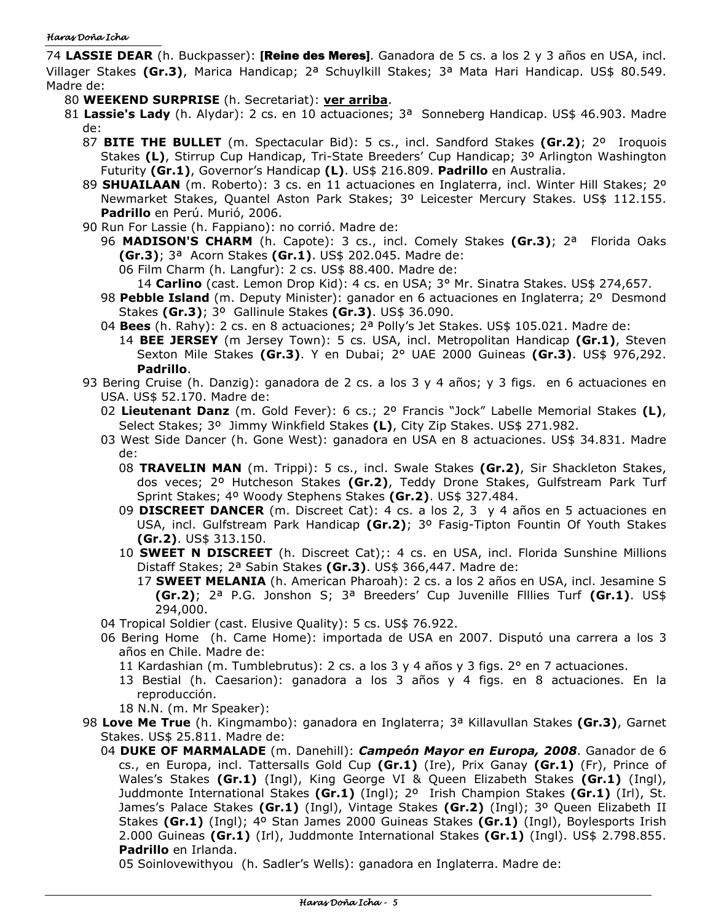74 **LASSIE DEAR** (h. Buckpasser): **[Reine des Meres]**. Ganadora de 5 cs. a los 2 y 3 años en USA, incl. Villager Stakes **(Gr.3)**, Marica Handicap; 2ª Schuylkill Stakes; 3ª Mata Hari Handicap. US$ 80.549. Madre de:

- 80 **WEEKEND SURPRISE** (h. Secretariat): **ver arriba**.
- 81 **Lassie's Lady** (h. Alydar): 2 cs. en 10 actuaciones; 3ª Sonneberg Handicap. US$ 46.903. Madre de:
  - 87 **BITE THE BULLET** (m. Spectacular Bid): 5 cs., incl. Sandford Stakes **(Gr.2)**; 2º Iroquois Stakes **(L)**, Stirrup Cup Handicap, Tri-State Breeders' Cup Handicap; 3º Arlington Washington Futurity **(Gr.1)**, Governor's Handicap **(L)**. US$ 216.809. **Padrillo** en Australia.
  - 89 **SHUAILAAN** (m. Roberto): 3 cs. en 11 actuaciones en Inglaterra, incl. Winter Hill Stakes; 2º Newmarket Stakes, Quantel Aston Park Stakes; 3º Leicester Mercury Stakes. US$ 112.155. **Padrillo** en Perú. Murió, 2006.
  - 90 Run For Lassie (h. Fappiano): no corrió. Madre de:
    - 96 **MADISON'S CHARM** (h. Capote): 3 cs., incl. Comely Stakes **(Gr.3)**; 2ª Florida Oaks **(Gr.3)**; 3ª Acorn Stakes **(Gr.1)**. US$ 202.045. Madre de:
      - 06 Film Charm (h. Langfur): 2 cs. US$ 88.400. Madre de:
        - 14 **Carlino** (cast. Lemon Drop Kid): 4 cs. en USA; 3° Mr. Sinatra Stakes. US$ 274,657.
    - 98 **Pebble Island** (m. Deputy Minister): ganador en 6 actuaciones en Inglaterra; 2º Desmond Stakes **(Gr.3)**; 3º Gallinule Stakes **(Gr.3)**. US$ 36.090.
    - 04 **Bees** (h. Rahy): 2 cs. en 8 actuaciones; 2ª Polly's Jet Stakes. US$ 105.021. Madre de:
      - 14 **BEE JERSEY** (m Jersey Town): 5 cs. USA, incl. Metropolitan Handicap **(Gr.1)**, Steven Sexton Mile Stakes **(Gr.3)**. Y en Dubai; 2° UAE 2000 Guineas **(Gr.3)**. US$ 976,292. **Padrillo**.
  - 93 Bering Cruise (h. Danzig): ganadora de 2 cs. a los 3 y 4 años; y 3 figs. en 6 actuaciones en USA. US$ 52.170. Madre de:
    - 02 **Lieutenant Danz** (m. Gold Fever): 6 cs.; 2º Francis "Jock" Labelle Memorial Stakes **(L)**, Select Stakes; 3º Jimmy Winkfield Stakes **(L)**, City Zip Stakes. US$ 271.982.
    - 03 West Side Dancer (h. Gone West): ganadora en USA en 8 actuaciones. US$ 34.831. Madre de:
      - 08 **TRAVELIN MAN** (m. Trippi): 5 cs., incl. Swale Stakes **(Gr.2)**, Sir Shackleton Stakes, dos veces; 2º Hutcheson Stakes **(Gr.2)**, Teddy Drone Stakes, Gulfstream Park Turf Sprint Stakes; 4º Woody Stephens Stakes **(Gr.2)**. US$ 327.484.
      - 09 **DISCREET DANCER** (m. Discreet Cat): 4 cs. a los 2, 3 y 4 años en 5 actuaciones en USA, incl. Gulfstream Park Handicap **(Gr.2)**; 3º Fasig-Tipton Fountin Of Youth Stakes **(Gr.2)**. US$ 313.150.
      - 10 **SWEET N DISCREET** (h. Discreet Cat);: 4 cs. en USA, incl. Florida Sunshine Millions Distaff Stakes; 2ª Sabin Stakes **(Gr.3)**. US$ 366,447. Madre de:
        - 17 **SWEET MELANIA** (h. American Pharoah): 2 cs. a los 2 años en USA, incl. Jesamine S **(Gr.2)**; 2ª P.G. Jonshon S; 3ª Breeders' Cup Juvenille Fllies Turf **(Gr.1)**. US$ 294,000.
    - 04 Tropical Soldier (cast. Elusive Quality): 5 cs. US$ 76.922.
    - 06 Bering Home (h. Came Home): importada de USA en 2007. Disputó una carrera a los 3 años en Chile. Madre de:
      - 11 Kardashian (m. Tumblebrutus): 2 cs. a los 3 y 4 años y 3 figs. 2° en 7 actuaciones.
      - 13 Bestial (h. Caesarion): ganadora a los 3 años y 4 figs. en 8 actuaciones. En la reproducción.
      - 18 N.N. (m. Mr Speaker):
  - 98 **Love Me True** (h. Kingmambo): ganadora en Inglaterra; 3ª Killavullan Stakes **(Gr.3)**, Garnet Stakes. US$ 25.811. Madre de:
    - 04 **DUKE OF MARMALADE** (m. Danehill): ***Campeón Mayor en Europa, 2008***. Ganador de 6 cs., en Europa, incl. Tattersalls Gold Cup **(Gr.1)** (Ire), Prix Ganay **(Gr.1)** (Fr), Prince of Wales's Stakes **(Gr.1)** (Ingl), King George VI & Queen Elizabeth Stakes **(Gr.1)** (Ingl), Juddmonte International Stakes **(Gr.1)** (Ingl); 2º Irish Champion Stakes **(Gr.1)** (Irl), St. James's Palace Stakes **(Gr.1)** (Ingl), Vintage Stakes **(Gr.2)** (Ingl); 3º Queen Elizabeth II Stakes **(Gr.1)** (Ingl); 4º Stan James 2000 Guineas Stakes **(Gr.1)** (Ingl), Boylesports Irish 2.000 Guineas **(Gr.1)** (Irl), Juddmonte International Stakes **(Gr.1)** (Ingl). US$ 2.798.855. **Padrillo** en Irlanda.
    - 05 Soinlovewithyou (h. Sadler's Wells): ganadora en Inglaterra. Madre de: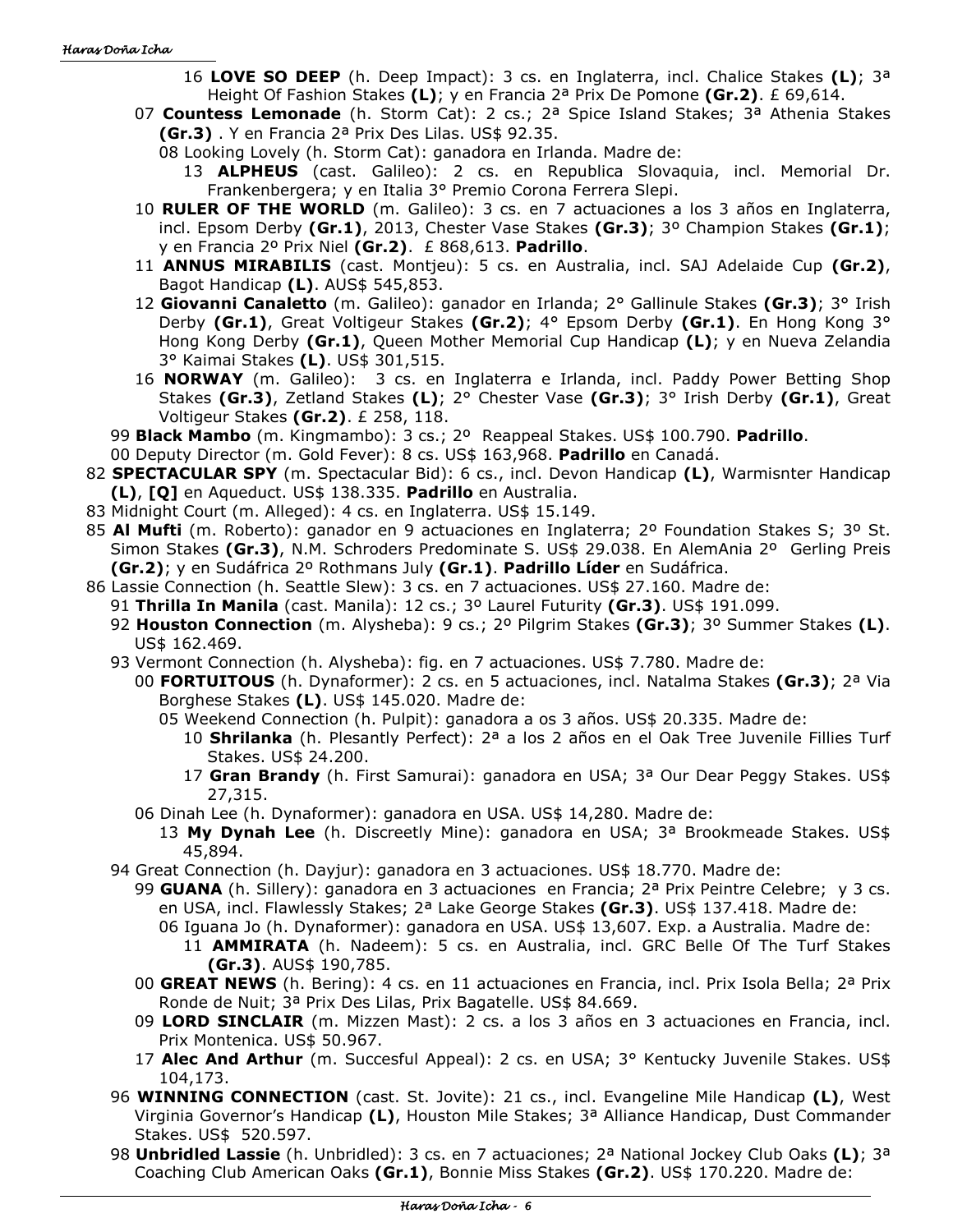16 **LOVE SO DEEP** (h. Deep Impact): 3 cs. en Inglaterra, incl. Chalice Stakes **(L)**; 3ª Height Of Fashion Stakes **(L)**; y en Francia 2ª Prix De Pomone **(Gr.2)**. £ 69,614.

07 **Countess Lemonade** (h. Storm Cat): 2 cs.; 2ª Spice Island Stakes; 3ª Athenia Stakes **(Gr.3)** . Y en Francia 2ª Prix Des Lilas. US$ 92.35.

08 Looking Lovely (h. Storm Cat): ganadora en Irlanda. Madre de:

13 **ALPHEUS** (cast. Galileo): 2 cs. en Republica Slovaquia, incl. Memorial Dr. Frankenbergera; y en Italia 3° Premio Corona Ferrera Slepi.

10 **RULER OF THE WORLD** (m. Galileo): 3 cs. en 7 actuaciones a los 3 años en Inglaterra, incl. Epsom Derby **(Gr.1)**, 2013, Chester Vase Stakes **(Gr.3)**; 3º Champion Stakes **(Gr.1)**; y en Francia 2º Prix Niel **(Gr.2)**. £ 868,613. **Padrillo**.

11 **ANNUS MIRABILIS** (cast. Montjeu): 5 cs. en Australia, incl. SAJ Adelaide Cup **(Gr.2)**, Bagot Handicap **(L)**. AUS$ 545,853.

12 **Giovanni Canaletto** (m. Galileo): ganador en Irlanda; 2° Gallinule Stakes **(Gr.3)**; 3° Irish Derby **(Gr.1)**, Great Voltigeur Stakes **(Gr.2)**; 4° Epsom Derby **(Gr.1)**. En Hong Kong 3° Hong Kong Derby **(Gr.1)**, Queen Mother Memorial Cup Handicap **(L)**; y en Nueva Zelandia 3° Kaimai Stakes **(L)**. US$ 301,515.

16 **NORWAY** (m. Galileo): 3 cs. en Inglaterra e Irlanda, incl. Paddy Power Betting Shop Stakes **(Gr.3)**, Zetland Stakes **(L)**; 2° Chester Vase **(Gr.3)**; 3° Irish Derby **(Gr.1)**, Great Voltigeur Stakes **(Gr.2)**. £ 258, 118.

99 **Black Mambo** (m. Kingmambo): 3 cs.; 2º Reappeal Stakes. US$ 100.790. **Padrillo**.

00 Deputy Director (m. Gold Fever): 8 cs. US$ 163,968. **Padrillo** en Canadá.

82 **SPECTACULAR SPY** (m. Spectacular Bid): 6 cs., incl. Devon Handicap **(L)**, Warmisnter Handicap **(L)**, **[Q]** en Aqueduct. US$ 138.335. **Padrillo** en Australia.

83 Midnight Court (m. Alleged): 4 cs. en Inglaterra. US$ 15.149.

85 **Al Mufti** (m. Roberto): ganador en 9 actuaciones en Inglaterra; 2º Foundation Stakes S; 3º St. Simon Stakes **(Gr.3)**, N.M. Schroders Predominate S. US$ 29.038. En AlemAnia 2º Gerling Preis **(Gr.2)**; y en Sudáfrica 2º Rothmans July **(Gr.1)**. **Padrillo Líder** en Sudáfrica.

86 Lassie Connection (h. Seattle Slew): 3 cs. en 7 actuaciones. US$ 27.160. Madre de:

91 **Thrilla In Manila** (cast. Manila): 12 cs.; 3º Laurel Futurity **(Gr.3)**. US$ 191.099.

92 **Houston Connection** (m. Alysheba): 9 cs.; 2º Pilgrim Stakes **(Gr.3)**; 3º Summer Stakes **(L)**. US$ 162.469.

93 Vermont Connection (h. Alysheba): fig. en 7 actuaciones. US$ 7.780. Madre de:

00 **FORTUITOUS** (h. Dynaformer): 2 cs. en 5 actuaciones, incl. Natalma Stakes **(Gr.3)**; 2ª Via Borghese Stakes **(L)**. US$ 145.020. Madre de:

05 Weekend Connection (h. Pulpit): ganadora a os 3 años. US$ 20.335. Madre de:

10 **Shrilanka** (h. Plesantly Perfect): 2ª a los 2 años en el Oak Tree Juvenile Fillies Turf Stakes. US$ 24.200.

17 **Gran Brandy** (h. First Samurai): ganadora en USA; 3ª Our Dear Peggy Stakes. US$ 27,315.

06 Dinah Lee (h. Dynaformer): ganadora en USA. US$ 14,280. Madre de:

13 **My Dynah Lee** (h. Discreetly Mine): ganadora en USA; 3ª Brookmeade Stakes. US$ 45,894.

94 Great Connection (h. Dayjur): ganadora en 3 actuaciones. US$ 18.770. Madre de:

99 **GUANA** (h. Sillery): ganadora en 3 actuaciones en Francia; 2ª Prix Peintre Celebre; y 3 cs. en USA, incl. Flawlessly Stakes; 2ª Lake George Stakes **(Gr.3)**. US$ 137.418. Madre de:

06 Iguana Jo (h. Dynaformer): ganadora en USA. US$ 13,607. Exp. a Australia. Madre de:

11 **AMMIRATA** (h. Nadeem): 5 cs. en Australia, incl. GRC Belle Of The Turf Stakes **(Gr.3)**. AUS$ 190,785.

00 **GREAT NEWS** (h. Bering): 4 cs. en 11 actuaciones en Francia, incl. Prix Isola Bella; 2ª Prix Ronde de Nuit; 3ª Prix Des Lilas, Prix Bagatelle. US$ 84.669.

09 **LORD SINCLAIR** (m. Mizzen Mast): 2 cs. a los 3 años en 3 actuaciones en Francia, incl. Prix Montenica. US$ 50.967.

17 **Alec And Arthur** (m. Succesful Appeal): 2 cs. en USA; 3° Kentucky Juvenile Stakes. US$ 104,173.

96 **WINNING CONNECTION** (cast. St. Jovite): 21 cs., incl. Evangeline Mile Handicap **(L)**, West Virginia Governor's Handicap **(L)**, Houston Mile Stakes; 3ª Alliance Handicap, Dust Commander Stakes. US$ 520.597.

98 **Unbridled Lassie** (h. Unbridled): 3 cs. en 7 actuaciones; 2ª National Jockey Club Oaks **(L)**; 3ª Coaching Club American Oaks **(Gr.1)**, Bonnie Miss Stakes **(Gr.2)**. US$ 170.220. Madre de: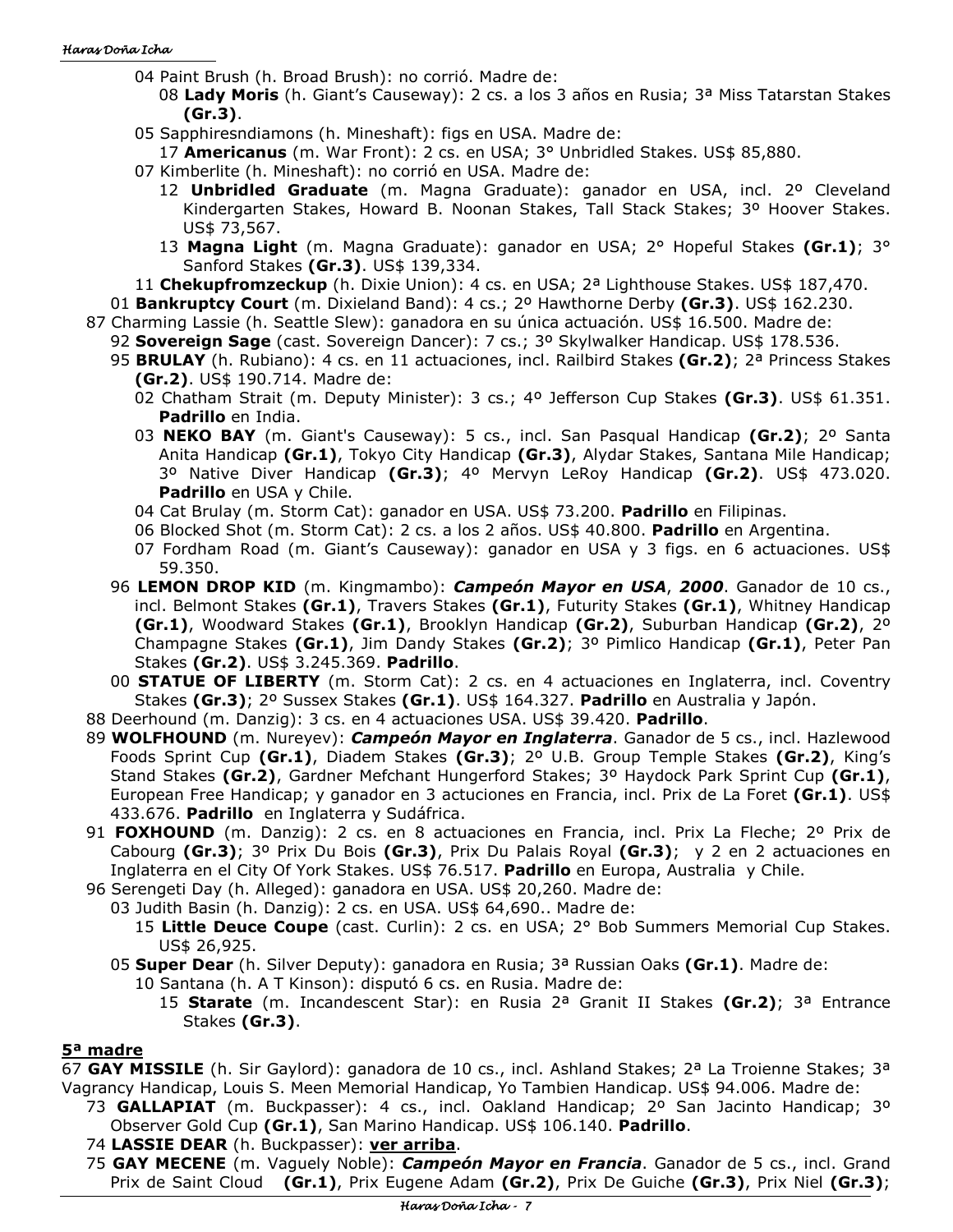- 04 Paint Brush (h. Broad Brush): no corrió. Madre de:
  - 08 **Lady Moris** (h. Giant's Causeway): 2 cs. a los 3 años en Rusia; 3ª Miss Tatarstan Stakes **(Gr.3)**.
- 05 Sapphiresndiamons (h. Mineshaft): figs en USA. Madre de:
  - 17 **Americanus** (m. War Front): 2 cs. en USA; 3° Unbridled Stakes. US$ 85,880.
- 07 Kimberlite (h. Mineshaft): no corrió en USA. Madre de:
  - 12 **Unbridled Graduate** (m. Magna Graduate): ganador en USA, incl. 2º Cleveland Kindergarten Stakes, Howard B. Noonan Stakes, Tall Stack Stakes; 3º Hoover Stakes. US$ 73,567.
  - 13 **Magna Light** (m. Magna Graduate): ganador en USA; 2° Hopeful Stakes **(Gr.1)**; 3° Sanford Stakes **(Gr.3)**. US$ 139,334.
- 11 **Chekupfromzeckup** (h. Dixie Union): 4 cs. en USA; 2ª Lighthouse Stakes. US$ 187,470.
- 01 **Bankruptcy Court** (m. Dixieland Band): 4 cs.; 2º Hawthorne Derby **(Gr.3)**. US$ 162.230.

87 Charming Lassie (h. Seattle Slew): ganadora en su única actuación. US$ 16.500. Madre de:

- 92 **Sovereign Sage** (cast. Sovereign Dancer): 7 cs.; 3º Skylwalker Handicap. US$ 178.536.
- 95 **BRULAY** (h. Rubiano): 4 cs. en 11 actuaciones, incl. Railbird Stakes **(Gr.2)**; 2ª Princess Stakes **(Gr.2)**. US$ 190.714. Madre de:
  - 02 Chatham Strait (m. Deputy Minister): 3 cs.; 4º Jefferson Cup Stakes **(Gr.3)**. US$ 61.351. **Padrillo** en India.
  - 03 **NEKO BAY** (m. Giant's Causeway): 5 cs., incl. San Pasqual Handicap **(Gr.2)**; 2º Santa Anita Handicap **(Gr.1)**, Tokyo City Handicap **(Gr.3)**, Alydar Stakes, Santana Mile Handicap; 3º Native Diver Handicap **(Gr.3)**; 4º Mervyn LeRoy Handicap **(Gr.2)**. US$ 473.020. **Padrillo** en USA y Chile.
  - 04 Cat Brulay (m. Storm Cat): ganador en USA. US$ 73.200. **Padrillo** en Filipinas.
  - 06 Blocked Shot (m. Storm Cat): 2 cs. a los 2 años. US$ 40.800. **Padrillo** en Argentina.
  - 07 Fordham Road (m. Giant's Causeway): ganador en USA y 3 figs. en 6 actuaciones. US$ 59.350.
- 96 **LEMON DROP KID** (m. Kingmambo): ***Campeón Mayor en USA***, ***2000***. Ganador de 10 cs., incl. Belmont Stakes **(Gr.1)**, Travers Stakes **(Gr.1)**, Futurity Stakes **(Gr.1)**, Whitney Handicap **(Gr.1)**, Woodward Stakes **(Gr.1)**, Brooklyn Handicap **(Gr.2)**, Suburban Handicap **(Gr.2)**, 2º Champagne Stakes **(Gr.1)**, Jim Dandy Stakes **(Gr.2)**; 3º Pimlico Handicap **(Gr.1)**, Peter Pan Stakes **(Gr.2)**. US$ 3.245.369. **Padrillo**.
- 00 **STATUE OF LIBERTY** (m. Storm Cat): 2 cs. en 4 actuaciones en Inglaterra, incl. Coventry Stakes **(Gr.3)**; 2º Sussex Stakes **(Gr.1)**. US$ 164.327. **Padrillo** en Australia y Japón.

88 Deerhound (m. Danzig): 3 cs. en 4 actuaciones USA. US$ 39.420. **Padrillo**.

89 **WOLFHOUND** (m. Nureyev): ***Campeón Mayor en Inglaterra***. Ganador de 5 cs., incl. Hazlewood Foods Sprint Cup **(Gr.1)**, Diadem Stakes **(Gr.3)**; 2º U.B. Group Temple Stakes **(Gr.2)**, King's Stand Stakes **(Gr.2)**, Gardner Mefchant Hungerford Stakes; 3º Haydock Park Sprint Cup **(Gr.1)**, European Free Handicap; y ganador en 3 actuciones en Francia, incl. Prix de La Foret **(Gr.1)**. US$ 433.676. **Padrillo** en Inglaterra y Sudáfrica.

91 **FOXHOUND** (m. Danzig): 2 cs. en 8 actuaciones en Francia, incl. Prix La Fleche; 2º Prix de Cabourg **(Gr.3)**; 3º Prix Du Bois **(Gr.3)**, Prix Du Palais Royal **(Gr.3)**; y 2 en 2 actuaciones en Inglaterra en el City Of York Stakes. US$ 76.517. **Padrillo** en Europa, Australia y Chile.

96 Serengeti Day (h. Alleged): ganadora en USA. US$ 20,260. Madre de:

- 03 Judith Basin (h. Danzig): 2 cs. en USA. US$ 64,690.. Madre de:
  - 15 **Little Deuce Coupe** (cast. Curlin): 2 cs. en USA; 2° Bob Summers Memorial Cup Stakes. US$ 26,925.
- 05 **Super Dear** (h. Silver Deputy): ganadora en Rusia; 3ª Russian Oaks **(Gr.1)**. Madre de:
  - 10 Santana (h. A T Kinson): disputó 6 cs. en Rusia. Madre de:
    - 15 **Starate** (m. Incandescent Star): en Rusia 2ª Granit II Stakes **(Gr.2)**; 3ª Entrance Stakes **(Gr.3)**.

## 5ª madre

67 **GAY MISSILE** (h. Sir Gaylord): ganadora de 10 cs., incl. Ashland Stakes; 2ª La Troienne Stakes; 3ª Vagrancy Handicap, Louis S. Meen Memorial Handicap, Yo Tambien Handicap. US$ 94.006. Madre de:

- 73 **GALLAPIAT** (m. Buckpasser): 4 cs., incl. Oakland Handicap; 2º San Jacinto Handicap; 3º Observer Gold Cup **(Gr.1)**, San Marino Handicap. US$ 106.140. **Padrillo**.
- 74 **LASSIE DEAR** (h. Buckpasser): **ver arriba**.
- 75 **GAY MECENE** (m. Vaguely Noble): ***Campeón Mayor en Francia***. Ganador de 5 cs., incl. Grand Prix de Saint Cloud **(Gr.1)**, Prix Eugene Adam **(Gr.2)**, Prix De Guiche **(Gr.3)**, Prix Niel **(Gr.3)**;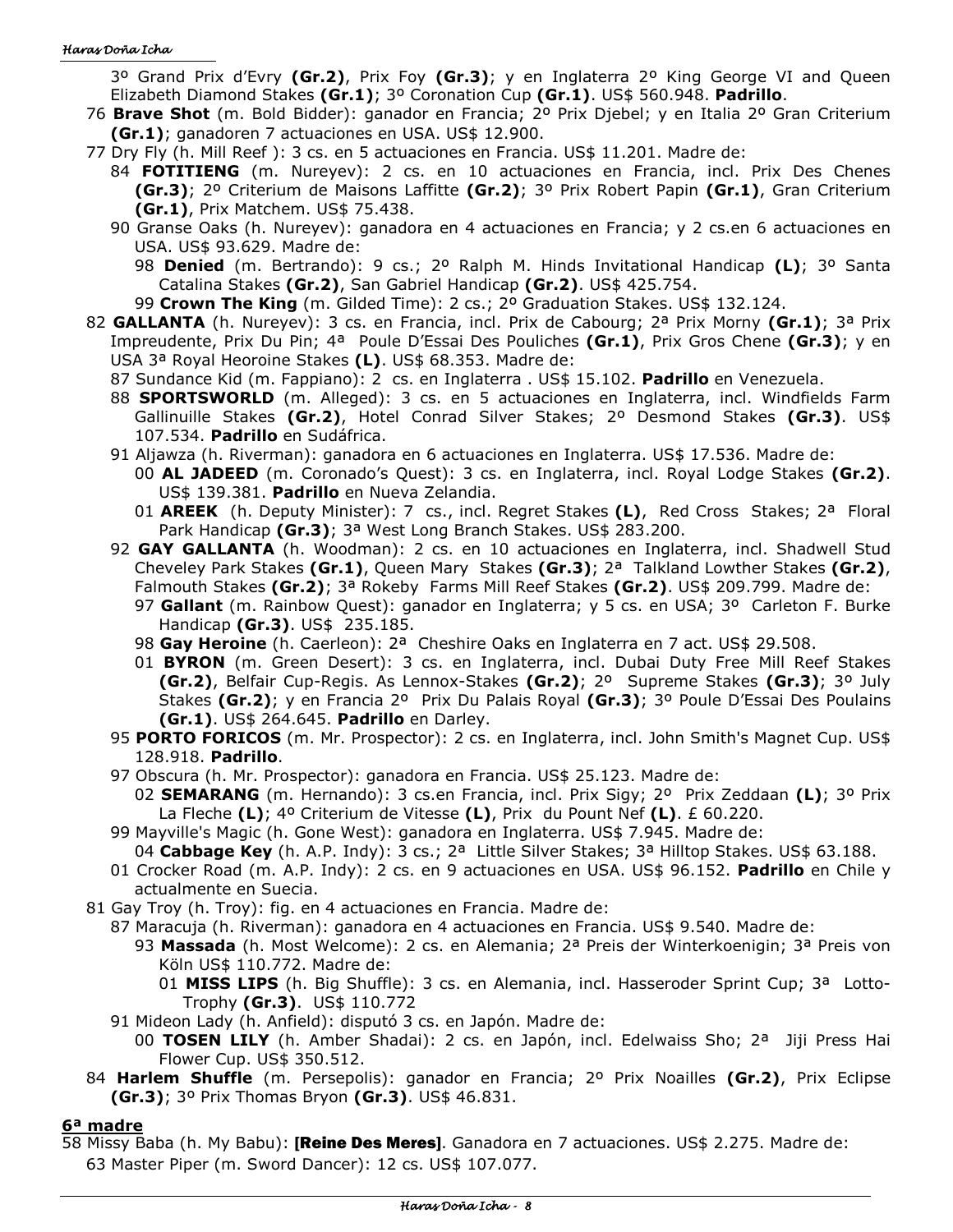3º Grand Prix d'Evry **(Gr.2)**, Prix Foy **(Gr.3)**; y en Inglaterra 2º King George VI and Queen Elizabeth Diamond Stakes **(Gr.1)**; 3º Coronation Cup **(Gr.1)**. US$ 560.948. **Padrillo**.

76 **Brave Shot** (m. Bold Bidder): ganador en Francia; 2º Prix Djebel; y en Italia 2º Gran Criterium **(Gr.1)**; ganadoren 7 actuaciones en USA. US$ 12.900.

77 Dry Fly (h. Mill Reef ): 3 cs. en 5 actuaciones en Francia. US$ 11.201. Madre de:

- 84 **FOTITIENG** (m. Nureyev): 2 cs. en 10 actuaciones en Francia, incl. Prix Des Chenes **(Gr.3)**; 2º Criterium de Maisons Laffitte **(Gr.2)**; 3º Prix Robert Papin **(Gr.1)**, Gran Criterium **(Gr.1)**, Prix Matchem. US$ 75.438.
- 90 Granse Oaks (h. Nureyev): ganadora en 4 actuaciones en Francia; y 2 cs.en 6 actuaciones en USA. US$ 93.629. Madre de:
  - 98 **Denied** (m. Bertrando): 9 cs.; 2º Ralph M. Hinds Invitational Handicap **(L)**; 3º Santa Catalina Stakes **(Gr.2)**, San Gabriel Handicap **(Gr.2)**. US$ 425.754.
  - 99 **Crown The King** (m. Gilded Time): 2 cs.; 2º Graduation Stakes. US$ 132.124.

82 **GALLANTA** (h. Nureyev): 3 cs. en Francia, incl. Prix de Cabourg; 2ª Prix Morny **(Gr.1)**; 3ª Prix Impreudente, Prix Du Pin; 4ª Poule D'Essai Des Pouliches **(Gr.1)**, Prix Gros Chene **(Gr.3)**; y en USA 3ª Royal Heoroine Stakes **(L)**. US$ 68.353. Madre de:

- 87 Sundance Kid (m. Fappiano): 2 cs. en Inglaterra . US$ 15.102. **Padrillo** en Venezuela.
- 88 **SPORTSWORLD** (m. Alleged): 3 cs. en 5 actuaciones en Inglaterra, incl. Windfields Farm Gallinuille Stakes **(Gr.2)**, Hotel Conrad Silver Stakes; 2º Desmond Stakes **(Gr.3)**. US$ 107.534. **Padrillo** en Sudáfrica.
- 91 Aljawza (h. Riverman): ganadora en 6 actuaciones en Inglaterra. US$ 17.536. Madre de:
  - 00 **AL JADEED** (m. Coronado's Quest): 3 cs. en Inglaterra, incl. Royal Lodge Stakes **(Gr.2)**. US$ 139.381. **Padrillo** en Nueva Zelandia.
  - 01 **AREEK** (h. Deputy Minister): 7 cs., incl. Regret Stakes **(L)**, Red Cross Stakes; 2ª Floral Park Handicap **(Gr.3)**; 3ª West Long Branch Stakes. US$ 283.200.
- 92 **GAY GALLANTA** (h. Woodman): 2 cs. en 10 actuaciones en Inglaterra, incl. Shadwell Stud Cheveley Park Stakes **(Gr.1)**, Queen Mary Stakes **(Gr.3)**; 2ª Talkland Lowther Stakes **(Gr.2)**, Falmouth Stakes **(Gr.2)**; 3ª Rokeby Farms Mill Reef Stakes **(Gr.2)**. US$ 209.799. Madre de:
  - 97 **Gallant** (m. Rainbow Quest): ganador en Inglaterra; y 5 cs. en USA; 3º Carleton F. Burke Handicap **(Gr.3)**. US$ 235.185.
  - 98 **Gay Heroine** (h. Caerleon): 2ª Cheshire Oaks en Inglaterra en 7 act. US$ 29.508.
  - 01 **BYRON** (m. Green Desert): 3 cs. en Inglaterra, incl. Dubai Duty Free Mill Reef Stakes **(Gr.2)**, Belfair Cup-Regis. As Lennox-Stakes **(Gr.2)**; 2º Supreme Stakes **(Gr.3)**; 3º July Stakes **(Gr.2)**; y en Francia 2º Prix Du Palais Royal **(Gr.3)**; 3º Poule D'Essai Des Poulains **(Gr.1)**. US$ 264.645. **Padrillo** en Darley.
- 95 **PORTO FORICOS** (m. Mr. Prospector): 2 cs. en Inglaterra, incl. John Smith's Magnet Cup. US$ 128.918. **Padrillo**.
- 97 Obscura (h. Mr. Prospector): ganadora en Francia. US$ 25.123. Madre de:
  - 02 **SEMARANG** (m. Hernando): 3 cs.en Francia, incl. Prix Sigy; 2º Prix Zeddaan **(L)**; 3º Prix La Fleche **(L)**; 4º Criterium de Vitesse **(L)**, Prix du Pount Nef **(L)**. £ 60.220.
- 99 Mayville's Magic (h. Gone West): ganadora en Inglaterra. US$ 7.945. Madre de:
  - 04 **Cabbage Key** (h. A.P. Indy): 3 cs.; 2ª Little Silver Stakes; 3ª Hilltop Stakes. US$ 63.188.
- 01 Crocker Road (m. A.P. Indy): 2 cs. en 9 actuaciones en USA. US$ 96.152. **Padrillo** en Chile y actualmente en Suecia.

81 Gay Troy (h. Troy): fig. en 4 actuaciones en Francia. Madre de:

- 87 Maracuja (h. Riverman): ganadora en 4 actuaciones en Francia. US$ 9.540. Madre de:
  - 93 **Massada** (h. Most Welcome): 2 cs. en Alemania; 2ª Preis der Winterkoenigin; 3ª Preis von Köln US$ 110.772. Madre de:
    - 01 **MISS LIPS** (h. Big Shuffle): 3 cs. en Alemania, incl. Hasseroder Sprint Cup; 3ª Lotto-Trophy **(Gr.3)**. US$ 110.772
- 91 Mideon Lady (h. Anfield): disputó 3 cs. en Japón. Madre de:
  - 00 **TOSEN LILY** (h. Amber Shadai): 2 cs. en Japón, incl. Edelwaiss Sho; 2ª Jiji Press Hai Flower Cup. US$ 350.512.

84 **Harlem Shuffle** (m. Persepolis): ganador en Francia; 2º Prix Noailles **(Gr.2)**, Prix Eclipse **(Gr.3)**; 3º Prix Thomas Bryon **(Gr.3)**. US$ 46.831.

## 6ª madre

58 Missy Baba (h. My Babu): **[Reine Des Meres]**. Ganadora en 7 actuaciones. US$ 2.275. Madre de:

- 63 Master Piper (m. Sword Dancer): 12 cs. US$ 107.077.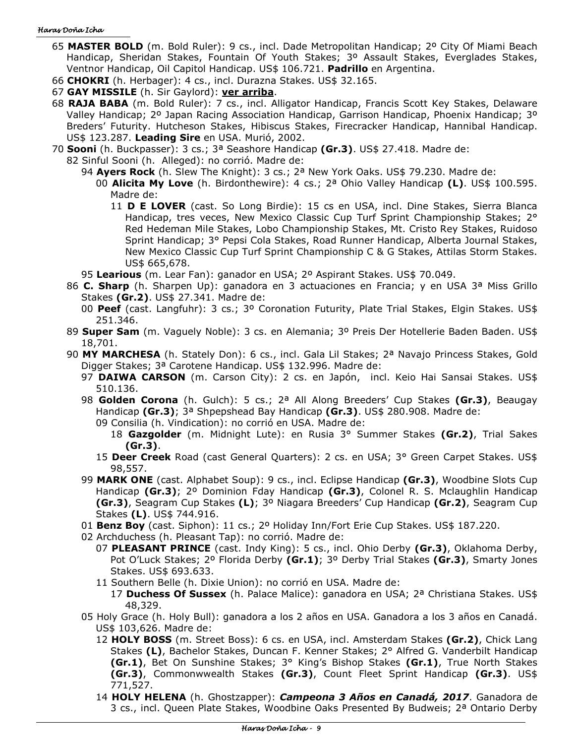- 65 **MASTER BOLD** (m. Bold Ruler): 9 cs., incl. Dade Metropolitan Handicap; 2º City Of Miami Beach Handicap, Sheridan Stakes, Fountain Of Youth Stakes; 3º Assault Stakes, Everglades Stakes, Ventnor Handicap, Oil Capitol Handicap. US$ 106.721. **Padrillo** en Argentina.
- 66 **CHOKRI** (h. Herbager): 4 cs., incl. Durazna Stakes. US$ 32.165.
- 67 **GAY MISSILE** (h. Sir Gaylord): **ver arriba**.
- 68 **RAJA BABA** (m. Bold Ruler): 7 cs., incl. Alligator Handicap, Francis Scott Key Stakes, Delaware Valley Handicap; 2º Japan Racing Association Handicap, Garrison Handicap, Phoenix Handicap; 3º Breders' Futurity. Hutcheson Stakes, Hibiscus Stakes, Firecracker Handicap, Hannibal Handicap. US$ 123.287. **Leading Sire** en USA. Murió, 2002.
- 70 **Sooni** (h. Buckpasser): 3 cs.; 3ª Seashore Handicap **(Gr.3)**. US$ 27.418. Madre de:
  - 82 Sinful Sooni (h. Alleged): no corrió. Madre de:
    - 94 **Ayers Rock** (h. Slew The Knight): 3 cs.; 2ª New York Oaks. US$ 79.230. Madre de:
      - 00 **Alicita My Love** (h. Birdonthewire): 4 cs.; 2ª Ohio Valley Handicap **(L)**. US$ 100.595. Madre de:
        - 11 **D E LOVER** (cast. So Long Birdie): 15 cs en USA, incl. Dine Stakes, Sierra Blanca Handicap, tres veces, New Mexico Classic Cup Turf Sprint Championship Stakes; 2° Red Hedeman Mile Stakes, Lobo Championship Stakes, Mt. Cristo Rey Stakes, Ruidoso Sprint Handicap; 3° Pepsi Cola Stakes, Road Runner Handicap, Alberta Journal Stakes, New Mexico Classic Cup Turf Sprint Championship C & G Stakes, Attilas Storm Stakes. US$ 665,678.
    - 95 **Learious** (m. Lear Fan): ganador en USA; 2º Aspirant Stakes. US$ 70.049.
  - 86 **C. Sharp** (h. Sharpen Up): ganadora en 3 actuaciones en Francia; y en USA 3ª Miss Grillo Stakes **(Gr.2)**. US$ 27.341. Madre de:
    - 00 **Peef** (cast. Langfuhr): 3 cs.; 3º Coronation Futurity, Plate Trial Stakes, Elgin Stakes. US$ 251.346.
  - 89 **Super Sam** (m. Vaguely Noble): 3 cs. en Alemania; 3º Preis Der Hotellerie Baden Baden. US$ 18,701.
  - 90 **MY MARCHESA** (h. Stately Don): 6 cs., incl. Gala Lil Stakes; 2ª Navajo Princess Stakes, Gold Digger Stakes; 3ª Carotene Handicap. US$ 132.996. Madre de:
    - 97 **DAIWA CARSON** (m. Carson City): 2 cs. en Japón, incl. Keio Hai Sansai Stakes. US$ 510.136.
    - 98 **Golden Corona** (h. Gulch): 5 cs.; 2ª All Along Breeders' Cup Stakes **(Gr.3)**, Beaugay Handicap **(Gr.3)**; 3ª Shpepshead Bay Handicap **(Gr.3)**. US$ 280.908. Madre de:
      - 09 Consilia (h. Vindication): no corrió en USA. Madre de:
        - 18 **Gazgolder** (m. Midnight Lute): en Rusia 3° Summer Stakes **(Gr.2)**, Trial Sakes **(Gr.3)**.
      - 15 **Deer Creek** Road (cast General Quarters): 2 cs. en USA; 3° Green Carpet Stakes. US$ 98,557.
    - 99 **MARK ONE** (cast. Alphabet Soup): 9 cs., incl. Eclipse Handicap **(Gr.3)**, Woodbine Slots Cup Handicap **(Gr.3)**; 2º Dominion Fday Handicap **(Gr.3)**, Colonel R. S. Mclaughlin Handicap **(Gr.3)**, Seagram Cup Stakes **(L)**; 3º Niagara Breeders' Cup Handicap **(Gr.2)**, Seagram Cup Stakes **(L)**. US$ 744.916.
    - 01 **Benz Boy** (cast. Siphon): 11 cs.; 2º Holiday Inn/Fort Erie Cup Stakes. US$ 187.220.
    - 02 Archduchess (h. Pleasant Tap): no corrió. Madre de:
      - 07 **PLEASANT PRINCE** (cast. Indy King): 5 cs., incl. Ohio Derby **(Gr.3)**, Oklahoma Derby, Pot O'Luck Stakes; 2º Florida Derby **(Gr.1)**; 3º Derby Trial Stakes **(Gr.3)**, Smarty Jones Stakes. US$ 693.633.
      - 11 Southern Belle (h. Dixie Union): no corrió en USA. Madre de:
        - 17 **Duchess Of Sussex** (h. Palace Malice): ganadora en USA; 2ª Christiana Stakes. US$ 48,329.
    - 05 Holy Grace (h. Holy Bull): ganadora a los 2 años en USA. Ganadora a los 3 años en Canadá. US$ 103,626. Madre de:
      - 12 **HOLY BOSS** (m. Street Boss): 6 cs. en USA, incl. Amsterdam Stakes **(Gr.2)**, Chick Lang Stakes **(L)**, Bachelor Stakes, Duncan F. Kenner Stakes; 2° Alfred G. Vanderbilt Handicap **(Gr.1)**, Bet On Sunshine Stakes; 3° King's Bishop Stakes **(Gr.1)**, True North Stakes **(Gr.3)**, Commonwwealth Stakes **(Gr.3)**, Count Fleet Sprint Handicap **(Gr.3)**. US$ 771,527.
      - 14 **HOLY HELENA** (h. Ghostzapper): ***Campeona 3 Años en Canadá, 2017***. Ganadora de 3 cs., incl. Queen Plate Stakes, Woodbine Oaks Presented By Budweis; 2ª Ontario Derby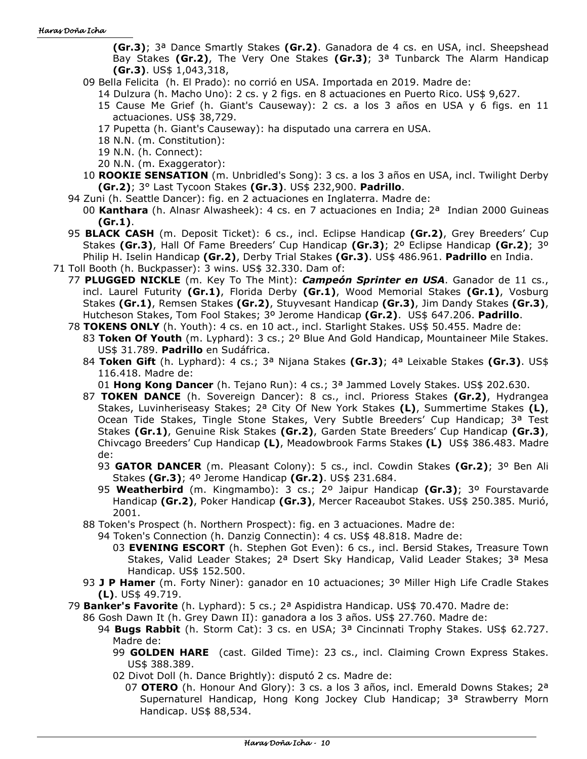**(Gr.3)**; 3ª Dance Smartly Stakes **(Gr.2)**. Ganadora de 4 cs. en USA, incl. Sheepshead Bay Stakes **(Gr.2)**, The Very One Stakes **(Gr.3)**; 3ª Tunbarck The Alarm Handicap **(Gr.3)**. US$ 1,043,318,

09 Bella Felicita (h. El Prado): no corrió en USA. Importada en 2019. Madre de:

14 Dulzura (h. Macho Uno): 2 cs. y 2 figs. en 8 actuaciones en Puerto Rico. US$ 9,627.

15 Cause Me Grief (h. Giant's Causeway): 2 cs. a los 3 años en USA y 6 figs. en 11 actuaciones. US$ 38,729.

17 Pupetta (h. Giant's Causeway): ha disputado una carrera en USA.

18 N.N. (m. Constitution):

19 N.N. (h. Connect):

20 N.N. (m. Exaggerator):

10 **ROOKIE SENSATION** (m. Unbridled's Song): 3 cs. a los 3 años en USA, incl. Twilight Derby **(Gr.2)**; 3° Last Tycoon Stakes **(Gr.3)**. US$ 232,900. **Padrillo**.

94 Zuni (h. Seattle Dancer): fig. en 2 actuaciones en Inglaterra. Madre de:

00 **Kanthara** (h. Alnasr Alwasheek): 4 cs. en 7 actuaciones en India; 2ª Indian 2000 Guineas **(Gr.1)**.

95 **BLACK CASH** (m. Deposit Ticket): 6 cs., incl. Eclipse Handicap **(Gr.2)**, Grey Breeders' Cup Stakes **(Gr.3)**, Hall Of Fame Breeders' Cup Handicap **(Gr.3)**; 2º Eclipse Handicap **(Gr.2)**; 3º Philip H. Iselin Handicap **(Gr.2)**, Derby Trial Stakes **(Gr.3)**. US$ 486.961. **Padrillo** en India.

71 Toll Booth (h. Buckpasser): 3 wins. US$ 32.330. Dam of:

77 **PLUGGED NICKLE** (m. Key To The Mint): ***Campeón Sprinter en USA***. Ganador de 11 cs., incl. Laurel Futurity **(Gr.1)**, Florida Derby **(Gr.1)**, Wood Memorial Stakes **(Gr.1)**, Vosburg Stakes **(Gr.1)**, Remsen Stakes **(Gr.2)**, Stuyvesant Handicap **(Gr.3)**, Jim Dandy Stakes **(Gr.3)**, Hutcheson Stakes, Tom Fool Stakes; 3º Jerome Handicap **(Gr.2)**. US$ 647.206. **Padrillo**.

78 **TOKENS ONLY** (h. Youth): 4 cs. en 10 act., incl. Starlight Stakes. US$ 50.455. Madre de:

83 **Token Of Youth** (m. Lyphard): 3 cs.; 2º Blue And Gold Handicap, Mountaineer Mile Stakes. US$ 31.789. **Padrillo** en Sudáfrica.

84 **Token Gift** (h. Lyphard): 4 cs.; 3ª Nijana Stakes **(Gr.3)**; 4ª Leixable Stakes **(Gr.3)**. US$ 116.418. Madre de:

01 **Hong Kong Dancer** (h. Tejano Run): 4 cs.; 3ª Jammed Lovely Stakes. US$ 202.630.

87 **TOKEN DANCE** (h. Sovereign Dancer): 8 cs., incl. Prioress Stakes **(Gr.2)**, Hydrangea Stakes, Luvinheriseasy Stakes; 2ª City Of New York Stakes **(L)**, Summertime Stakes **(L)**, Ocean Tide Stakes, Tingle Stone Stakes, Very Subtle Breeders' Cup Handicap; 3ª Test Stakes **(Gr.1)**, Genuine Risk Stakes **(Gr.2)**, Garden State Breeders' Cup Handicap **(Gr.3)**, Chivcago Breeders' Cup Handicap **(L)**, Meadowbrook Farms Stakes **(L)** US$ 386.483. Madre de:

93 **GATOR DANCER** (m. Pleasant Colony): 5 cs., incl. Cowdin Stakes **(Gr.2)**; 3º Ben Ali Stakes **(Gr.3)**; 4º Jerome Handicap **(Gr.2)**. US$ 231.684.

95 **Weatherbird** (m. Kingmambo): 3 cs.; 2º Jaipur Handicap **(Gr.3)**; 3º Fourstavarde Handicap **(Gr.2)**, Poker Handicap **(Gr.3)**, Mercer Raceaubot Stakes. US$ 250.385. Murió, 2001.

88 Token's Prospect (h. Northern Prospect): fig. en 3 actuaciones. Madre de:

94 Token's Connection (h. Danzig Connectin): 4 cs. US$ 48.818. Madre de:

03 **EVENING ESCORT** (h. Stephen Got Even): 6 cs., incl. Bersid Stakes, Treasure Town Stakes, Valid Leader Stakes; 2ª Dsert Sky Handicap, Valid Leader Stakes; 3ª Mesa Handicap. US$ 152.500.

93 **J P Hamer** (m. Forty Niner): ganador en 10 actuaciones; 3º Miller High Life Cradle Stakes **(L)**. US$ 49.719.

79 **Banker's Favorite** (h. Lyphard): 5 cs.; 2ª Aspidistra Handicap. US$ 70.470. Madre de:

86 Gosh Dawn It (h. Grey Dawn II): ganadora a los 3 años. US$ 27.760. Madre de:

94 **Bugs Rabbit** (h. Storm Cat): 3 cs. en USA; 3ª Cincinnati Trophy Stakes. US$ 62.727. Madre de:

99 **GOLDEN HARE** (cast. Gilded Time): 23 cs., incl. Claiming Crown Express Stakes. US$ 388.389.

02 Divot Doll (h. Dance Brightly): disputó 2 cs. Madre de:

07 **OTERO** (h. Honour And Glory): 3 cs. a los 3 años, incl. Emerald Downs Stakes; 2ª Supernaturel Handicap, Hong Kong Jockey Club Handicap; 3ª Strawberry Morn Handicap. US$ 88,534.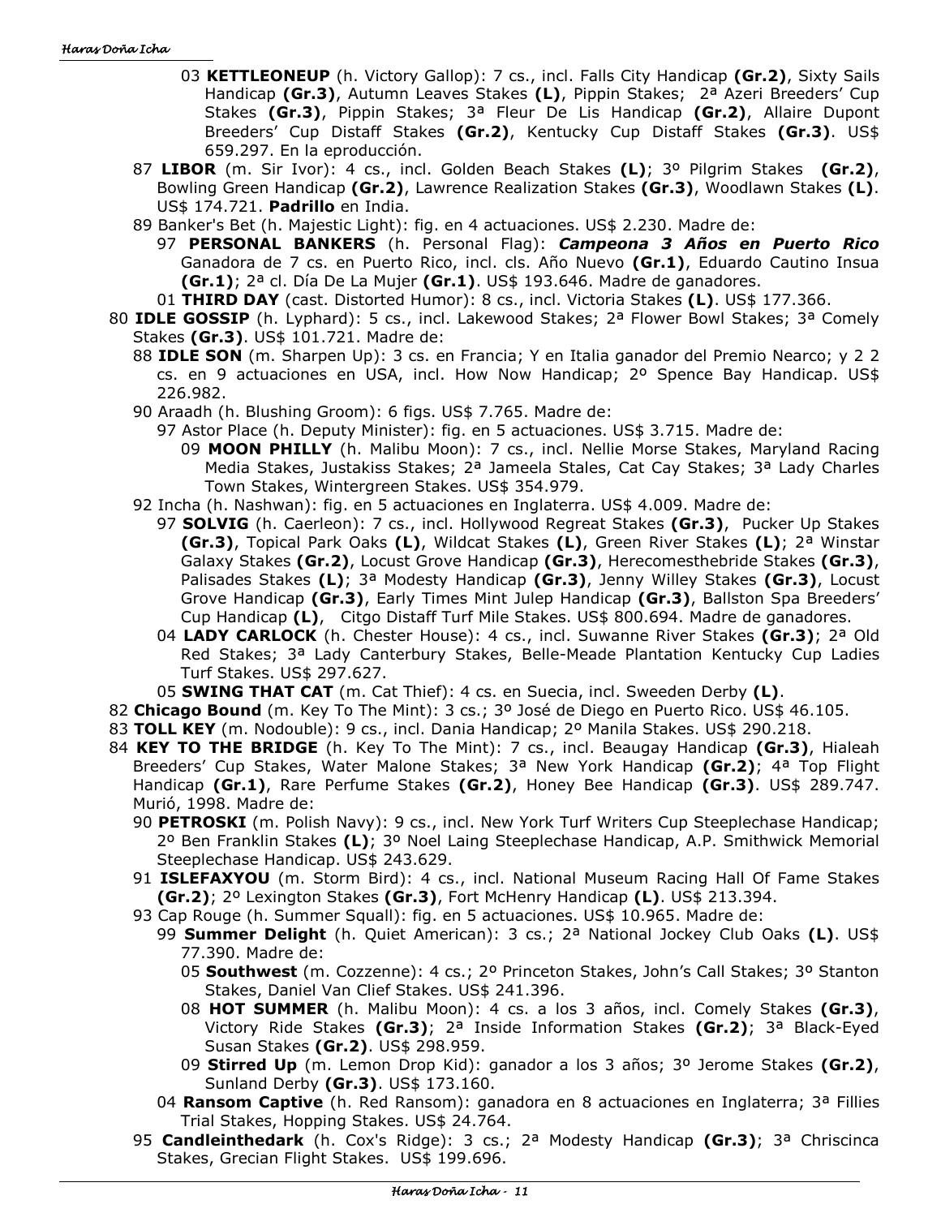03 **KETTLEONEUP** (h. Victory Gallop): 7 cs., incl. Falls City Handicap **(Gr.2)**, Sixty Sails Handicap **(Gr.3)**, Autumn Leaves Stakes **(L)**, Pippin Stakes; 2ª Azeri Breeders' Cup Stakes **(Gr.3)**, Pippin Stakes; 3ª Fleur De Lis Handicap **(Gr.2)**, Allaire Dupont Breeders' Cup Distaff Stakes **(Gr.2)**, Kentucky Cup Distaff Stakes **(Gr.3)**. US$ 659.297. En la eproducción.

87 **LIBOR** (m. Sir Ivor): 4 cs., incl. Golden Beach Stakes **(L)**; 3º Pilgrim Stakes **(Gr.2)**, Bowling Green Handicap **(Gr.2)**, Lawrence Realization Stakes **(Gr.3)**, Woodlawn Stakes **(L)**. US$ 174.721. **Padrillo** en India.

89 Banker's Bet (h. Majestic Light): fig. en 4 actuaciones. US$ 2.230. Madre de:

97 **PERSONAL BANKERS** (h. Personal Flag): ***Campeona 3 Años en Puerto Rico*** Ganadora de 7 cs. en Puerto Rico, incl. cls. Año Nuevo **(Gr.1)**, Eduardo Cautino Insua **(Gr.1)**; 2ª cl. Día De La Mujer **(Gr.1)**. US$ 193.646. Madre de ganadores.

01 **THIRD DAY** (cast. Distorted Humor): 8 cs., incl. Victoria Stakes **(L)**. US$ 177.366.

80 **IDLE GOSSIP** (h. Lyphard): 5 cs., incl. Lakewood Stakes; 2ª Flower Bowl Stakes; 3ª Comely Stakes **(Gr.3)**. US$ 101.721. Madre de:

88 **IDLE SON** (m. Sharpen Up): 3 cs. en Francia; Y en Italia ganador del Premio Nearco; y 2 2 cs. en 9 actuaciones en USA, incl. How Now Handicap; 2º Spence Bay Handicap. US$ 226.982.

90 Araadh (h. Blushing Groom): 6 figs. US$ 7.765. Madre de:

97 Astor Place (h. Deputy Minister): fig. en 5 actuaciones. US$ 3.715. Madre de:

09 **MOON PHILLY** (h. Malibu Moon): 7 cs., incl. Nellie Morse Stakes, Maryland Racing Media Stakes, Justakiss Stakes; 2ª Jameela Stales, Cat Cay Stakes; 3ª Lady Charles Town Stakes, Wintergreen Stakes. US$ 354.979.

92 Incha (h. Nashwan): fig. en 5 actuaciones en Inglaterra. US$ 4.009. Madre de:

97 **SOLVIG** (h. Caerleon): 7 cs., incl. Hollywood Regreat Stakes **(Gr.3)**, Pucker Up Stakes **(Gr.3)**, Topical Park Oaks **(L)**, Wildcat Stakes **(L)**, Green River Stakes **(L)**; 2ª Winstar Galaxy Stakes **(Gr.2)**, Locust Grove Handicap **(Gr.3)**, Herecomesthebride Stakes **(Gr.3)**, Palisades Stakes **(L)**; 3ª Modesty Handicap **(Gr.3)**, Jenny Willey Stakes **(Gr.3)**, Locust Grove Handicap **(Gr.3)**, Early Times Mint Julep Handicap **(Gr.3)**, Ballston Spa Breeders' Cup Handicap **(L)**, Citgo Distaff Turf Mile Stakes. US$ 800.694. Madre de ganadores.

04 **LADY CARLOCK** (h. Chester House): 4 cs., incl. Suwanne River Stakes **(Gr.3)**; 2ª Old Red Stakes; 3ª Lady Canterbury Stakes, Belle-Meade Plantation Kentucky Cup Ladies Turf Stakes. US$ 297.627.

05 **SWING THAT CAT** (m. Cat Thief): 4 cs. en Suecia, incl. Sweeden Derby **(L)**.

82 **Chicago Bound** (m. Key To The Mint): 3 cs.; 3º José de Diego en Puerto Rico. US$ 46.105.

83 **TOLL KEY** (m. Nodouble): 9 cs., incl. Dania Handicap; 2º Manila Stakes. US$ 290.218.

84 **KEY TO THE BRIDGE** (h. Key To The Mint): 7 cs., incl. Beaugay Handicap **(Gr.3)**, Hialeah Breeders' Cup Stakes, Water Malone Stakes; 3ª New York Handicap **(Gr.2)**; 4ª Top Flight Handicap **(Gr.1)**, Rare Perfume Stakes **(Gr.2)**, Honey Bee Handicap **(Gr.3)**. US$ 289.747. Murió, 1998. Madre de:

90 **PETROSKI** (m. Polish Navy): 9 cs., incl. New York Turf Writers Cup Steeplechase Handicap; 2º Ben Franklin Stakes **(L)**; 3º Noel Laing Steeplechase Handicap, A.P. Smithwick Memorial Steeplechase Handicap. US$ 243.629.

91 **ISLEFAXYOU** (m. Storm Bird): 4 cs., incl. National Museum Racing Hall Of Fame Stakes **(Gr.2)**; 2º Lexington Stakes **(Gr.3)**, Fort McHenry Handicap **(L)**. US$ 213.394.

93 Cap Rouge (h. Summer Squall): fig. en 5 actuaciones. US$ 10.965. Madre de:

99 **Summer Delight** (h. Quiet American): 3 cs.; 2ª National Jockey Club Oaks **(L)**. US$ 77.390. Madre de:

05 **Southwest** (m. Cozzenne): 4 cs.; 2º Princeton Stakes, John's Call Stakes; 3º Stanton Stakes, Daniel Van Clief Stakes. US$ 241.396.

08 **HOT SUMMER** (h. Malibu Moon): 4 cs. a los 3 años, incl. Comely Stakes **(Gr.3)**, Victory Ride Stakes **(Gr.3)**; 2ª Inside Information Stakes **(Gr.2)**; 3ª Black-Eyed Susan Stakes **(Gr.2)**. US$ 298.959.

09 **Stirred Up** (m. Lemon Drop Kid): ganador a los 3 años; 3º Jerome Stakes **(Gr.2)**, Sunland Derby **(Gr.3)**. US$ 173.160.

04 **Ransom Captive** (h. Red Ransom): ganadora en 8 actuaciones en Inglaterra; 3ª Fillies Trial Stakes, Hopping Stakes. US$ 24.764.

95 **Candleinthedark** (h. Cox's Ridge): 3 cs.; 2ª Modesty Handicap **(Gr.3)**; 3ª Chriscinca Stakes, Grecian Flight Stakes. US$ 199.696.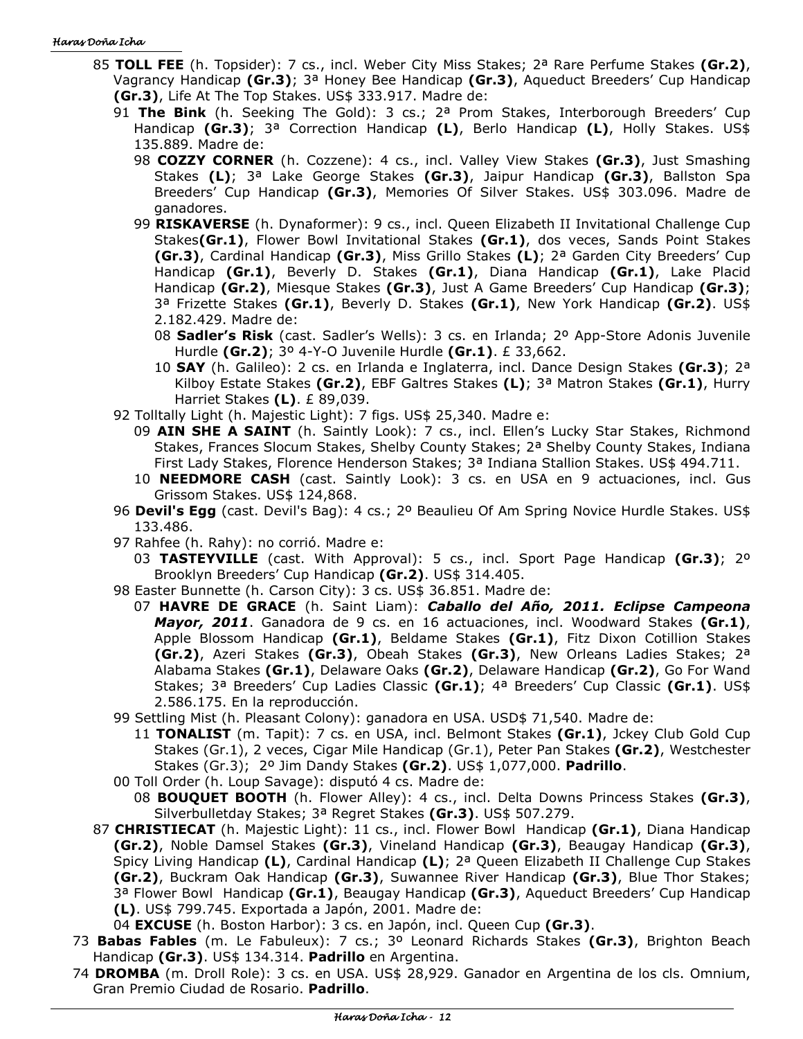85 **TOLL FEE** (h. Topsider): 7 cs., incl. Weber City Miss Stakes; 2ª Rare Perfume Stakes **(Gr.2)**, Vagrancy Handicap **(Gr.3)**; 3ª Honey Bee Handicap **(Gr.3)**, Aqueduct Breeders' Cup Handicap **(Gr.3)**, Life At The Top Stakes. US$ 333.917. Madre de:

91 **The Bink** (h. Seeking The Gold): 3 cs.; 2ª Prom Stakes, Interborough Breeders' Cup Handicap **(Gr.3)**; 3ª Correction Handicap **(L)**, Berlo Handicap **(L)**, Holly Stakes. US$ 135.889. Madre de:

98 **COZZY CORNER** (h. Cozzene): 4 cs., incl. Valley View Stakes **(Gr.3)**, Just Smashing Stakes **(L)**; 3ª Lake George Stakes **(Gr.3)**, Jaipur Handicap **(Gr.3)**, Ballston Spa Breeders' Cup Handicap **(Gr.3)**, Memories Of Silver Stakes. US$ 303.096. Madre de ganadores.

99 **RISKAVERSE** (h. Dynaformer): 9 cs., incl. Queen Elizabeth II Invitational Challenge Cup Stakes**(Gr.1)**, Flower Bowl Invitational Stakes **(Gr.1)**, dos veces, Sands Point Stakes **(Gr.3)**, Cardinal Handicap **(Gr.3)**, Miss Grillo Stakes **(L)**; 2ª Garden City Breeders' Cup Handicap **(Gr.1)**, Beverly D. Stakes **(Gr.1)**, Diana Handicap **(Gr.1)**, Lake Placid Handicap **(Gr.2)**, Miesque Stakes **(Gr.3)**, Just A Game Breeders' Cup Handicap **(Gr.3)**; 3ª Frizette Stakes **(Gr.1)**, Beverly D. Stakes **(Gr.1)**, New York Handicap **(Gr.2)**. US$ 2.182.429. Madre de:

08 **Sadler's Risk** (cast. Sadler's Wells): 3 cs. en Irlanda; 2º App-Store Adonis Juvenile Hurdle **(Gr.2)**; 3º 4-Y-O Juvenile Hurdle **(Gr.1)**. £ 33,662.

10 **SAY** (h. Galileo): 2 cs. en Irlanda e Inglaterra, incl. Dance Design Stakes **(Gr.3)**; 2ª Kilboy Estate Stakes **(Gr.2)**, EBF Galtres Stakes **(L)**; 3ª Matron Stakes **(Gr.1)**, Hurry Harriet Stakes **(L)**. £ 89,039.

92 Tolltally Light (h. Majestic Light): 7 figs. US$ 25,340. Madre e:

09 **AIN SHE A SAINT** (h. Saintly Look): 7 cs., incl. Ellen's Lucky Star Stakes, Richmond Stakes, Frances Slocum Stakes, Shelby County Stakes; 2ª Shelby County Stakes, Indiana First Lady Stakes, Florence Henderson Stakes; 3ª Indiana Stallion Stakes. US$ 494.711.

10 **NEEDMORE CASH** (cast. Saintly Look): 3 cs. en USA en 9 actuaciones, incl. Gus Grissom Stakes. US$ 124,868.

96 **Devil's Egg** (cast. Devil's Bag): 4 cs.; 2º Beaulieu Of Am Spring Novice Hurdle Stakes. US$ 133.486.

97 Rahfee (h. Rahy): no corrió. Madre e:

03 **TASTEYVILLE** (cast. With Approval): 5 cs., incl. Sport Page Handicap **(Gr.3)**; 2º Brooklyn Breeders' Cup Handicap **(Gr.2)**. US$ 314.405.

98 Easter Bunnette (h. Carson City): 3 cs. US$ 36.851. Madre de:

07 **HAVRE DE GRACE** (h. Saint Liam): ***Caballo del Año, 2011. Eclipse Campeona Mayor, 2011***. Ganadora de 9 cs. en 16 actuaciones, incl. Woodward Stakes **(Gr.1)**, Apple Blossom Handicap **(Gr.1)**, Beldame Stakes **(Gr.1)**, Fitz Dixon Cotillion Stakes **(Gr.2)**, Azeri Stakes **(Gr.3)**, Obeah Stakes **(Gr.3)**, New Orleans Ladies Stakes; 2ª Alabama Stakes **(Gr.1)**, Delaware Oaks **(Gr.2)**, Delaware Handicap **(Gr.2)**, Go For Wand Stakes; 3ª Breeders' Cup Ladies Classic **(Gr.1)**; 4ª Breeders' Cup Classic **(Gr.1)**. US$ 2.586.175. En la reproducción.

99 Settling Mist (h. Pleasant Colony): ganadora en USA. USD$ 71,540. Madre de:

11 **TONALIST** (m. Tapit): 7 cs. en USA, incl. Belmont Stakes **(Gr.1)**, Jckey Club Gold Cup Stakes (Gr.1), 2 veces, Cigar Mile Handicap (Gr.1), Peter Pan Stakes **(Gr.2)**, Westchester Stakes (Gr.3); 2º Jim Dandy Stakes **(Gr.2)**. US$ 1,077,000. **Padrillo**.

00 Toll Order (h. Loup Savage): disputó 4 cs. Madre de:

08 **BOUQUET BOOTH** (h. Flower Alley): 4 cs., incl. Delta Downs Princess Stakes **(Gr.3)**, Silverbulletday Stakes; 3ª Regret Stakes **(Gr.3)**. US$ 507.279.

87 **CHRISTIECAT** (h. Majestic Light): 11 cs., incl. Flower Bowl Handicap **(Gr.1)**, Diana Handicap **(Gr.2)**, Noble Damsel Stakes **(Gr.3)**, Vineland Handicap **(Gr.3)**, Beaugay Handicap **(Gr.3)**, Spicy Living Handicap **(L)**, Cardinal Handicap **(L)**; 2ª Queen Elizabeth II Challenge Cup Stakes **(Gr.2)**, Buckram Oak Handicap **(Gr.3)**, Suwannee River Handicap **(Gr.3)**, Blue Thor Stakes; 3ª Flower Bowl Handicap **(Gr.1)**, Beaugay Handicap **(Gr.3)**, Aqueduct Breeders' Cup Handicap **(L)**. US$ 799.745. Exportada a Japón, 2001. Madre de:

04 **EXCUSE** (h. Boston Harbor): 3 cs. en Japón, incl. Queen Cup **(Gr.3)**.

73 **Babas Fables** (m. Le Fabuleux): 7 cs.; 3º Leonard Richards Stakes **(Gr.3)**, Brighton Beach Handicap **(Gr.3)**. US$ 134.314. **Padrillo** en Argentina.

74 **DROMBA** (m. Droll Role): 3 cs. en USA. US$ 28,929. Ganador en Argentina de los cls. Omnium, Gran Premio Ciudad de Rosario. **Padrillo**.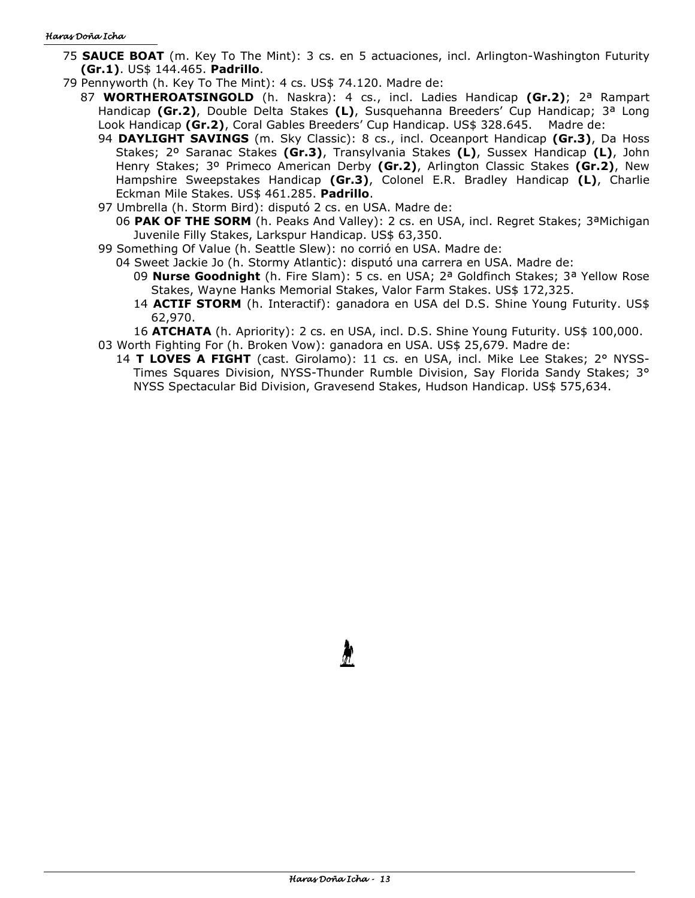75 **SAUCE BOAT** (m. Key To The Mint): 3 cs. en 5 actuaciones, incl. Arlington-Washington Futurity **(Gr.1)**. US$ 144.465. **Padrillo**.

79 Pennyworth (h. Key To The Mint): 4 cs. US$ 74.120. Madre de:

- 87 **WORTHEROATSINGOLD** (h. Naskra): 4 cs., incl. Ladies Handicap **(Gr.2)**; 2ª Rampart Handicap **(Gr.2)**, Double Delta Stakes **(L)**, Susquehanna Breeders' Cup Handicap; 3ª Long Look Handicap **(Gr.2)**, Coral Gables Breeders' Cup Handicap. US$ 328.645. Madre de:
  - 94 **DAYLIGHT SAVINGS** (m. Sky Classic): 8 cs., incl. Oceanport Handicap **(Gr.3)**, Da Hoss Stakes; 2º Saranac Stakes **(Gr.3)**, Transylvania Stakes **(L)**, Sussex Handicap **(L)**, John Henry Stakes; 3º Primeco American Derby **(Gr.2)**, Arlington Classic Stakes **(Gr.2)**, New Hampshire Sweepstakes Handicap **(Gr.3)**, Colonel E.R. Bradley Handicap **(L)**, Charlie Eckman Mile Stakes. US$ 461.285. **Padrillo**.
  - 97 Umbrella (h. Storm Bird): disputó 2 cs. en USA. Madre de:
    - 06 **PAK OF THE SORM** (h. Peaks And Valley): 2 cs. en USA, incl. Regret Stakes; 3ªMichigan Juvenile Filly Stakes, Larkspur Handicap. US$ 63,350.
  - 99 Something Of Value (h. Seattle Slew): no corrió en USA. Madre de:
    - 04 Sweet Jackie Jo (h. Stormy Atlantic): disputó una carrera en USA. Madre de:
      - 09 **Nurse Goodnight** (h. Fire Slam): 5 cs. en USA; 2ª Goldfinch Stakes; 3ª Yellow Rose Stakes, Wayne Hanks Memorial Stakes, Valor Farm Stakes. US$ 172,325.
      - 14 **ACTIF STORM** (h. Interactif): ganadora en USA del D.S. Shine Young Futurity. US$ 62,970.
      - 16 **ATCHATA** (h. Apriority): 2 cs. en USA, incl. D.S. Shine Young Futurity. US$ 100,000.
  - 03 Worth Fighting For (h. Broken Vow): ganadora en USA. US$ 25,679. Madre de:
    - 14 **T LOVES A FIGHT** (cast. Girolamo): 11 cs. en USA, incl. Mike Lee Stakes; 2° NYSS-Times Squares Division, NYSS-Thunder Rumble Division, Say Florida Sandy Stakes; 3° NYSS Spectacular Bid Division, Gravesend Stakes, Hudson Handicap. US$ 575,634.